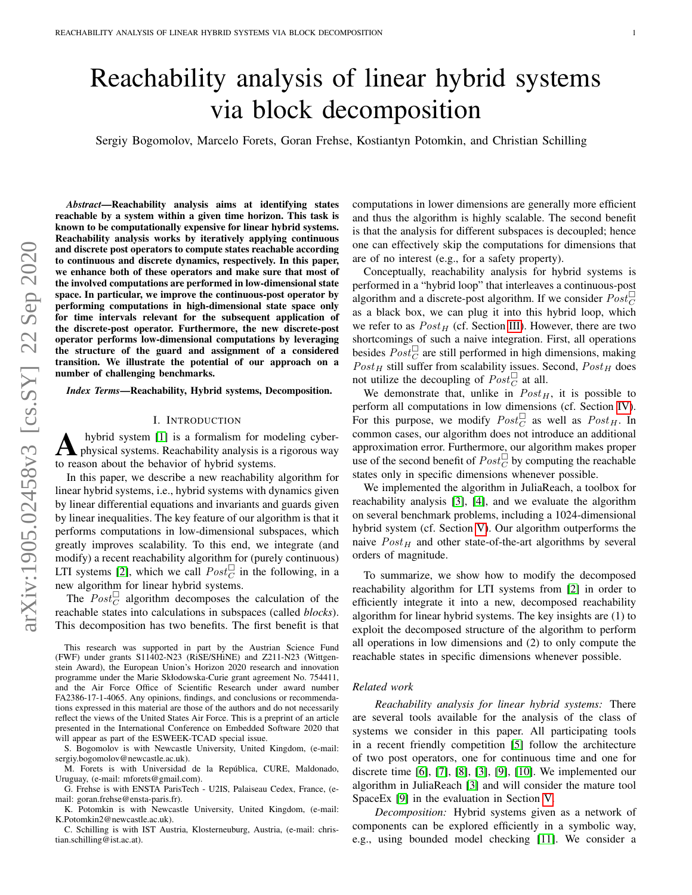# Reachability analysis of linear hybrid systems via block decomposition

Sergiy Bogomolov, Marcelo Forets, Goran Frehse, Kostiantyn Potomkin, and Christian Schilling

***Abstract*—Reachability analysis aims at identifying states reachable by a system within a given time horizon. This task is known to be computationally expensive for linear hybrid systems. Reachability analysis works by iteratively applying continuous and discrete post operators to compute states reachable according to continuous and discrete dynamics, respectively. In this paper, we enhance both of these operators and make sure that most of the involved computations are performed in low-dimensional state space. In particular, we improve the continuous-post operator by performing computations in high-dimensional state space only for time intervals relevant for the subsequent application of the discrete-post operator. Furthermore, the new discrete-post operator performs low-dimensional computations by leveraging the structure of the guard and assignment of a considered transition. We illustrate the potential of our approach on a number of challenging benchmarks.**

***Index Terms*—Reachability, Hybrid systems, Decomposition.**

## I. Introduction

A hybrid system [1] is a formalism for modeling cyber-physical systems. Reachability analysis is a rigorous way to reason about the behavior of hybrid systems.

In this paper, we describe a new reachability algorithm for linear hybrid systems, i.e., hybrid systems with dynamics given by linear differential equations and invariants and guards given by linear inequalities. The key feature of our algorithm is that it performs computations in low-dimensional subspaces, which greatly improves scalability. To this end, we integrate (and modify) a recent reachability algorithm for (purely continuous) LTI systems [2], which we call $Post_C^\square$ in the following, in a new algorithm for linear hybrid systems.

The $Post_C^\square$ algorithm decomposes the calculation of the reachable states into calculations in subspaces (called *blocks*). This decomposition has two benefits. The first benefit is that computations in lower dimensions are generally more efficient and thus the algorithm is highly scalable. The second benefit is that the analysis for different subspaces is decoupled; hence one can effectively skip the computations for dimensions that are of no interest (e.g., for a safety property).

Conceptually, reachability analysis for hybrid systems is performed in a "hybrid loop" that interleaves a continuous-post algorithm and a discrete-post algorithm. If we consider $Post_C^\square$ as a black box, we can plug it into this hybrid loop, which we refer to as $Post_H$ (cf. Section III). However, there are two shortcomings of such a naive integration. First, all operations besides $Post_C^\square$ are still performed in high dimensions, making $Post_H$ still suffer from scalability issues. Second, $Post_H$ does not utilize the decoupling of $Post_C^\square$ at all.

We demonstrate that, unlike in $Post_H$, it is possible to perform all computations in low dimensions (cf. Section IV). For this purpose, we modify $Post_C^\square$ as well as $Post_H$. In common cases, our algorithm does not introduce an additional approximation error. Furthermore, our algorithm makes proper use of the second benefit of $Post_C^\square$ by computing the reachable states only in specific dimensions whenever possible.

We implemented the algorithm in JuliaReach, a toolbox for reachability analysis [3], [4], and we evaluate the algorithm on several benchmark problems, including a 1024-dimensional hybrid system (cf. Section V). Our algorithm outperforms the naive $Post_H$ and other state-of-the-art algorithms by several orders of magnitude.

To summarize, we show how to modify the decomposed reachability algorithm for LTI systems from [2] in order to efficiently integrate it into a new, decomposed reachability algorithm for linear hybrid systems. The key insights are (1) to exploit the decomposed structure of the algorithm to perform all operations in low dimensions and (2) to only compute the reachable states in specific dimensions whenever possible.

### *Related work*

*Reachability analysis for linear hybrid systems:* There are several tools available for the analysis of the class of systems we consider in this paper. All participating tools in a recent friendly competition [5] follow the architecture of two post operators, one for continuous time and one for discrete time [6], [7], [8], [3], [9], [10]. We implemented our algorithm in JuliaReach [3] and will consider the mature tool SpaceEx [9] in the evaluation in Section V.

*Decomposition:* Hybrid systems given as a network of components can be explored efficiently in a symbolic way, e.g., using bounded model checking [11]. We consider a

---

This research was supported in part by the Austrian Science Fund (FWF) under grants S11402-N23 (RiSE/SHiNE) and Z211-N23 (Wittgenstein Award), the European Union's Horizon 2020 research and innovation programme under the Marie Skłodowska-Curie grant agreement No. 754411, and the Air Force Office of Scientific Research under award number FA2386-17-1-4065. Any opinions, findings, and conclusions or recommendations expressed in this material are those of the authors and do not necessarily reflect the views of the United States Air Force. This is a preprint of an article presented in the International Conference on Embedded Software 2020 that will appear as part of the ESWEEK-TCAD special issue.

S. Bogomolov is with Newcastle University, United Kingdom, (e-mail: sergiy.bogomolov@newcastle.ac.uk).

M. Forets is with Universidad de la República, CURE, Maldonado, Uruguay, (e-mail: mforets@gmail.com).

G. Frehse is with ENSTA ParisTech - U2IS, Palaiseau Cedex, France, (e-mail: goran.frehse@ensta-paris.fr).

K. Potomkin is with Newcastle University, United Kingdom, (e-mail: K.Potomkin2@newcastle.ac.uk).

C. Schilling is with IST Austria, Klosterneuburg, Austria, (e-mail: christian.schilling@ist.ac.at).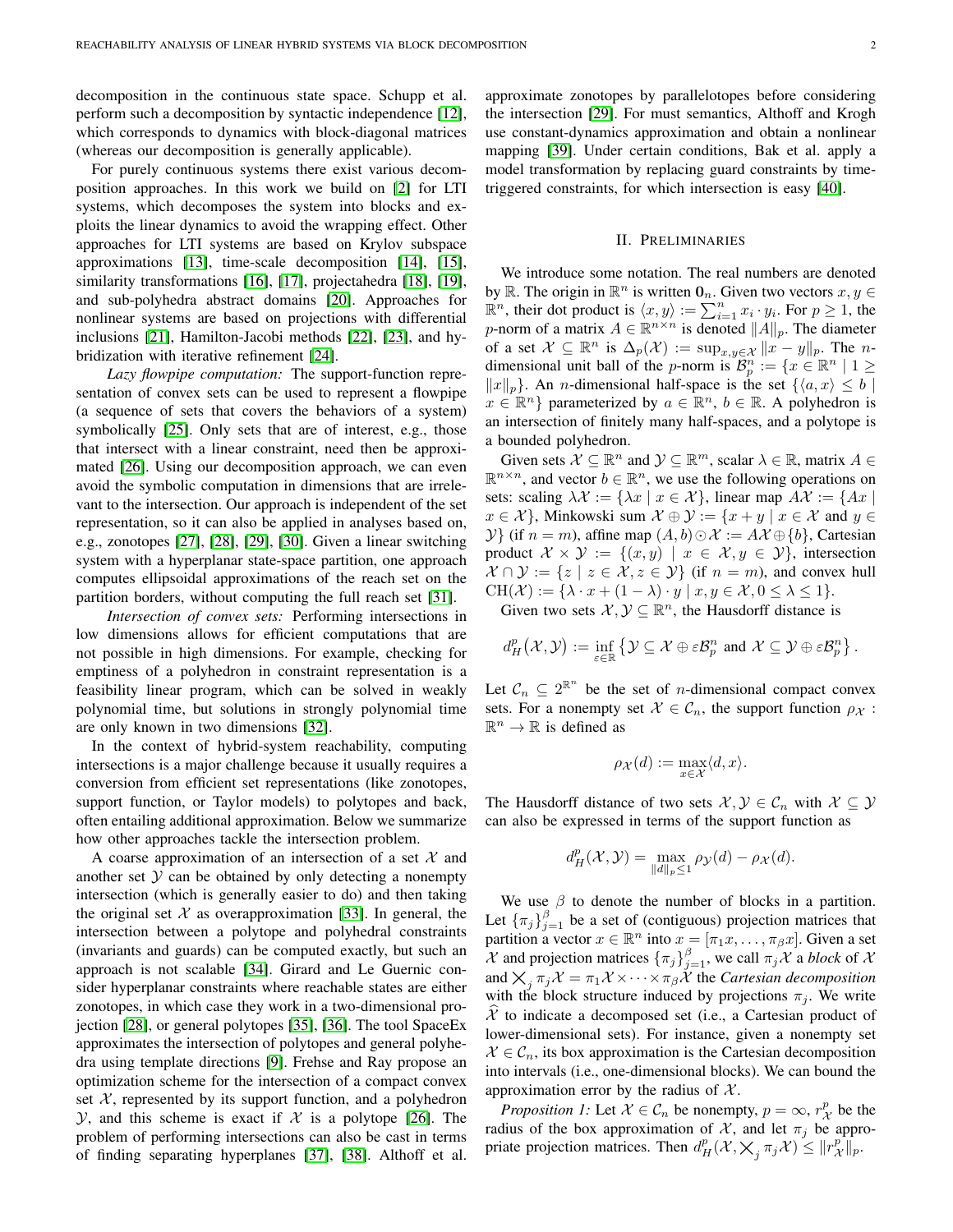decomposition in the continuous state space. Schupp et al. perform such a decomposition by syntactic independence [12], which corresponds to dynamics with block-diagonal matrices (whereas our decomposition is generally applicable).

For purely continuous systems there exist various decomposition approaches. In this work we build on [2] for LTI systems, which decomposes the system into blocks and exploits the linear dynamics to avoid the wrapping effect. Other approaches for LTI systems are based on Krylov subspace approximations [13], time-scale decomposition [14], [15], similarity transformations [16], [17], projectahedra [18], [19], and sub-polyhedra abstract domains [20]. Approaches for nonlinear systems are based on projections with differential inclusions [21], Hamilton-Jacobi methods [22], [23], and hybridization with iterative refinement [24].

*Lazy flowpipe computation:* The support-function representation of convex sets can be used to represent a flowpipe (a sequence of sets that covers the behaviors of a system) symbolically [25]. Only sets that are of interest, e.g., those that intersect with a linear constraint, need then be approximated [26]. Using our decomposition approach, we can even avoid the symbolic computation in dimensions that are irrelevant to the intersection. Our approach is independent of the set representation, so it can also be applied in analyses based on, e.g., zonotopes [27], [28], [29], [30]. Given a linear switching system with a hyperplanar state-space partition, one approach computes ellipsoidal approximations of the reach set on the partition borders, without computing the full reach set [31].

*Intersection of convex sets:* Performing intersections in low dimensions allows for efficient computations that are not possible in high dimensions. For example, checking for emptiness of a polyhedron in constraint representation is a feasibility linear program, which can be solved in weakly polynomial time, but solutions in strongly polynomial time are only known in two dimensions [32].

In the context of hybrid-system reachability, computing intersections is a major challenge because it usually requires a conversion from efficient set representations (like zonotopes, support function, or Taylor models) to polytopes and back, often entailing additional approximation. Below we summarize how other approaches tackle the intersection problem.

A coarse approximation of an intersection of a set $\mathcal{X}$ and another set $\mathcal{Y}$ can be obtained by only detecting a nonempty intersection (which is generally easier to do) and then taking the original set $\mathcal{X}$ as overapproximation [33]. In general, the intersection between a polytope and polyhedral constraints (invariants and guards) can be computed exactly, but such an approach is not scalable [34]. Girard and Le Guernic consider hyperplanar constraints where reachable states are either zonotopes, in which case they work in a two-dimensional projection [28], or general polytopes [35], [36]. The tool SpaceEx approximates the intersection of polytopes and general polyhedra using template directions [9]. Frehse and Ray propose an optimization scheme for the intersection of a compact convex set $\mathcal{X}$, represented by its support function, and a polyhedron $\mathcal{Y}$, and this scheme is exact if $\mathcal{X}$ is a polytope [26]. The problem of performing intersections can also be cast in terms of finding separating hyperplanes [37], [38]. Althoff et al. approximate zonotopes by parallelotopes before considering the intersection [29]. For must semantics, Althoff and Krogh use constant-dynamics approximation and obtain a nonlinear mapping [39]. Under certain conditions, Bak et al. apply a model transformation by replacing guard constraints by time-triggered constraints, for which intersection is easy [40].

## II. Preliminaries

We introduce some notation. The real numbers are denoted by $\mathbb{R}$. The origin in $\mathbb{R}^n$ is written $\mathbf{0}_n$. Given two vectors $x, y \in \mathbb{R}^n$, their dot product is $\langle x, y\rangle := \sum_{i=1}^n x_i \cdot y_i$. For $p \geq 1$, the $p$-norm of a matrix $A \in \mathbb{R}^{n\times n}$ is denoted $\|A\|_p$. The diameter of a set $\mathcal{X} \subseteq \mathbb{R}^n$ is $\Delta_p(\mathcal{X}) := \sup_{x,y\in\mathcal{X}} \|x - y\|_p$. The $n$-dimensional unit ball of the $p$-norm is $\mathcal{B}_p^n := \{x \in \mathbb{R}^n \mid 1 \geq \|x\|_p\}$. An $n$-dimensional half-space is the set $\{\langle a, x\rangle \leq b \mid x \in \mathbb{R}^n\}$ parameterized by $a \in \mathbb{R}^n$, $b \in \mathbb{R}$. A polyhedron is an intersection of finitely many half-spaces, and a polytope is a bounded polyhedron.

Given sets $\mathcal{X} \subseteq \mathbb{R}^n$ and $\mathcal{Y} \subseteq \mathbb{R}^m$, scalar $\lambda \in \mathbb{R}$, matrix $A \in \mathbb{R}^{n\times n}$, and vector $b \in \mathbb{R}^n$, we use the following operations on sets: scaling $\lambda\mathcal{X} := \{\lambda x \mid x \in \mathcal{X}\}$, linear map $A\mathcal{X} := \{Ax \mid x \in \mathcal{X}\}$, Minkowski sum $\mathcal{X} \oplus \mathcal{Y} := \{x + y \mid x \in \mathcal{X} \text{ and } y \in \mathcal{Y}\}$ (if $n = m$), affine map $(A, b) \odot \mathcal{X} := A\mathcal{X} \oplus \{b\}$, Cartesian product $\mathcal{X} \times \mathcal{Y} := \{(x, y) \mid x \in \mathcal{X}, y \in \mathcal{Y}\}$, intersection $\mathcal{X} \cap \mathcal{Y} := \{z \mid z \in \mathcal{X}, z \in \mathcal{Y}\}$ (if $n = m$), and convex hull $\mathrm{CH}(\mathcal{X}) := \{\lambda \cdot x + (1-\lambda)\cdot y \mid x, y \in \mathcal{X}, 0 \leq \lambda \leq 1\}$.

Given two sets $\mathcal{X}, \mathcal{Y} \subseteq \mathbb{R}^n$, the Hausdorff distance is

$$d_H^p\big(\mathcal{X}, \mathcal{Y}\big) := \inf_{\varepsilon\in\mathbb{R}} \big\{\mathcal{Y} \subseteq \mathcal{X} \oplus \varepsilon\mathcal{B}_p^n \text{ and } \mathcal{X} \subseteq \mathcal{Y} \oplus \varepsilon\mathcal{B}_p^n\big\}.$$

Let $\mathcal{C}_n \subseteq 2^{\mathbb{R}^n}$ be the set of $n$-dimensional compact convex sets. For a nonempty set $\mathcal{X} \in \mathcal{C}_n$, the support function $\rho_{\mathcal{X}} : \mathbb{R}^n \to \mathbb{R}$ is defined as

$$\rho_{\mathcal{X}}(d) := \max_{x\in\mathcal{X}} \langle d, x\rangle.$$

The Hausdorff distance of two sets $\mathcal{X}, \mathcal{Y} \in \mathcal{C}_n$ with $\mathcal{X} \subseteq \mathcal{Y}$ can also be expressed in terms of the support function as

$$d_H^p(\mathcal{X}, \mathcal{Y}) = \max_{\|d\|_p\leq 1} \rho_{\mathcal{Y}}(d) - \rho_{\mathcal{X}}(d).$$

We use $\beta$ to denote the number of blocks in a partition. Let $\{\pi_j\}_{j=1}^{\beta}$ be a set of (contiguous) projection matrices that partition a vector $x \in \mathbb{R}^n$ into $x = [\pi_1 x, \dots, \pi_\beta x]$. Given a set $\mathcal{X}$ and projection matrices $\{\pi_j\}_{j=1}^{\beta}$, we call $\pi_j\mathcal{X}$ a *block* of $\mathcal{X}$ and $\bigtimes_j \pi_j\mathcal{X} = \pi_1\mathcal{X} \times \cdots \times \pi_\beta\mathcal{X}$ the *Cartesian decomposition* with the block structure induced by projections $\pi_j$. We write $\widehat{\mathcal{X}}$ to indicate a decomposed set (i.e., a Cartesian product of lower-dimensional sets). For instance, given a nonempty set $\mathcal{X} \in \mathcal{C}_n$, its box approximation is the Cartesian decomposition into intervals (i.e., one-dimensional blocks). We can bound the approximation error by the radius of $\mathcal{X}$.

*Proposition 1:* Let $\mathcal{X} \in \mathcal{C}_n$ be nonempty, $p = \infty$, $r_{\mathcal{X}}^p$ be the radius of the box approximation of $\mathcal{X}$, and let $\pi_j$ be appropriate projection matrices. Then $d_H^p(\mathcal{X}, \bigtimes_j \pi_j\mathcal{X}) \leq \|r_{\mathcal{X}}^p\|_p$.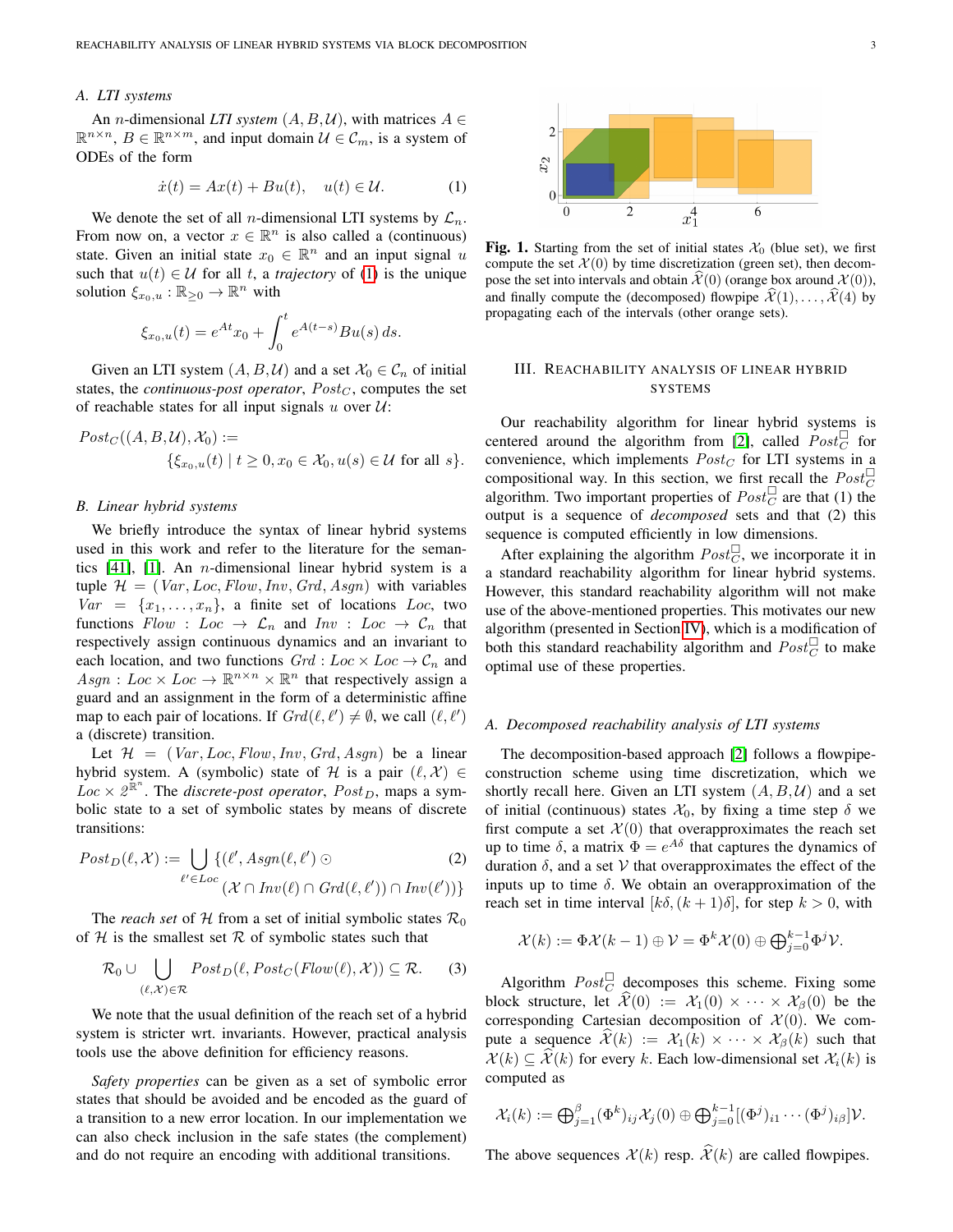### A. LTI systems

An $n$-dimensional *LTI system* $(A, B, \mathcal{U})$, with matrices $A \in \mathbb{R}^{n \times n}$, $B \in \mathbb{R}^{n \times m}$, and input domain $\mathcal{U} \in \mathcal{C}_m$, is a system of ODEs of the form

$$\dot{x}(t) = Ax(t) + Bu(t), \quad u(t) \in \mathcal{U}. \tag{1}$$

We denote the set of all $n$-dimensional LTI systems by $\mathcal{L}_n$. From now on, a vector $x \in \mathbb{R}^n$ is also called a (continuous) state. Given an initial state $x_0 \in \mathbb{R}^n$ and an input signal $u$ such that $u(t) \in \mathcal{U}$ for all $t$, a *trajectory* of (1) is the unique solution $\xi_{x_0,u} : \mathbb{R}_{\geq 0} \to \mathbb{R}^n$ with

$$\xi_{x_0,u}(t) = e^{At}x_0 + \int_0^t e^{A(t-s)}Bu(s)\, ds.$$

Given an LTI system $(A, B, \mathcal{U})$ and a set $\mathcal{X}_0 \in \mathcal{C}_n$ of initial states, the *continuous-post operator*, $Post_C$, computes the set of reachable states for all input signals $u$ over $\mathcal{U}$:

$$Post_C((A, B, \mathcal{U}), \mathcal{X}_0) := \{\xi_{x_0,u}(t) \mid t \geq 0, x_0 \in \mathcal{X}_0, u(s) \in \mathcal{U} \text{ for all } s\}.$$

### B. Linear hybrid systems

We briefly introduce the syntax of linear hybrid systems used in this work and refer to the literature for the semantics [41], [1]. An $n$-dimensional linear hybrid system is a tuple $\mathcal{H} = (Var, Loc, Flow, Inv, Grd, Asgn)$ with variables $Var = \{x_1, \ldots, x_n\}$, a finite set of locations $Loc$, two functions $Flow : Loc \to \mathcal{L}_n$ and $Inv : Loc \to \mathcal{C}_n$ that respectively assign continuous dynamics and an invariant to each location, and two functions $Grd : Loc \times Loc \to \mathcal{C}_n$ and $Asgn : Loc \times Loc \to \mathbb{R}^{n \times n} \times \mathbb{R}^n$ that respectively assign a guard and an assignment in the form of a deterministic affine map to each pair of locations. If $Grd(\ell, \ell') \neq \emptyset$, we call $(\ell, \ell')$ a (discrete) transition.

Let $\mathcal{H} = (Var, Loc, Flow, Inv, Grd, Asgn)$ be a linear hybrid system. A (symbolic) state of $\mathcal{H}$ is a pair $(\ell, \mathcal{X}) \in Loc \times 2^{\mathbb{R}^n}$. The *discrete-post operator*, $Post_D$, maps a symbolic state to a set of symbolic states by means of discrete transitions:

$$Post_D(\ell, \mathcal{X}) := \bigcup_{\ell' \in Loc} \{(\ell', Asgn(\ell, \ell') \odot (\mathcal{X} \cap Inv(\ell) \cap Grd(\ell, \ell')) \cap Inv(\ell'))\} \tag{2}$$

The *reach set* of $\mathcal{H}$ from a set of initial symbolic states $\mathcal{R}_0$ of $\mathcal{H}$ is the smallest set $\mathcal{R}$ of symbolic states such that

$$\mathcal{R}_0 \cup \bigcup_{(\ell,\mathcal{X}) \in \mathcal{R}} Post_D(\ell, Post_C(Flow(\ell), \mathcal{X})) \subseteq \mathcal{R}. \tag{3}$$

We note that the usual definition of the reach set of a hybrid system is stricter wrt. invariants. However, practical analysis tools use the above definition for efficiency reasons.

*Safety properties* can be given as a set of symbolic error states that should be avoided and be encoded as the guard of a transition to a new error location. In our implementation we can also check inclusion in the safe states (the complement) and do not require an encoding with additional transitions.

**Fig. 1.** Starting from the set of initial states $\mathcal{X}_0$ (blue set), we first compute the set $\mathcal{X}(0)$ by time discretization (green set), then decompose the set into intervals and obtain $\widehat{\mathcal{X}}(0)$ (orange box around $\mathcal{X}(0)$), and finally compute the (decomposed) flowpipe $\widehat{\mathcal{X}}(1), \ldots, \widehat{\mathcal{X}}(4)$ by propagating each of the intervals (other orange sets).

## III. Reachability analysis of linear hybrid systems

Our reachability algorithm for linear hybrid systems is centered around the algorithm from [2], called $Post_C^{\square}$ for convenience, which implements $Post_C$ for LTI systems in a compositional way. In this section, we first recall the $Post_C^{\square}$ algorithm. Two important properties of $Post_C^{\square}$ are that (1) the output is a sequence of *decomposed* sets and that (2) this sequence is computed efficiently in low dimensions.

After explaining the algorithm $Post_C^{\square}$, we incorporate it in a standard reachability algorithm for linear hybrid systems. However, this standard reachability algorithm will not make use of the above-mentioned properties. This motivates our new algorithm (presented in Section IV), which is a modification of both this standard reachability algorithm and $Post_C^{\square}$ to make optimal use of these properties.

### A. Decomposed reachability analysis of LTI systems

The decomposition-based approach [2] follows a flowpipe-construction scheme using time discretization, which we shortly recall here. Given an LTI system $(A, B, \mathcal{U})$ and a set of initial (continuous) states $\mathcal{X}_0$, by fixing a time step $\delta$ we first compute a set $\mathcal{X}(0)$ that overapproximates the reach set up to time $\delta$, a matrix $\Phi = e^{A\delta}$ that captures the dynamics of duration $\delta$, and a set $\mathcal{V}$ that overapproximates the effect of the inputs up to time $\delta$. We obtain an overapproximation of the reach set in time interval $[k\delta, (k+1)\delta]$, for step $k > 0$, with

$$\mathcal{X}(k) := \Phi\mathcal{X}(k-1) \oplus \mathcal{V} = \Phi^k\mathcal{X}(0) \oplus \bigoplus_{j=0}^{k-1} \Phi^j \mathcal{V}.$$

Algorithm $Post_C^{\square}$ decomposes this scheme. Fixing some block structure, let $\widehat{\mathcal{X}}(0) := \mathcal{X}_1(0) \times \cdots \times \mathcal{X}_\beta(0)$ be the corresponding Cartesian decomposition of $\mathcal{X}(0)$. We compute a sequence $\widehat{\mathcal{X}}(k) := \mathcal{X}_1(k) \times \cdots \times \mathcal{X}_\beta(k)$ such that $\mathcal{X}(k) \subseteq \widehat{\mathcal{X}}(k)$ for every $k$. Each low-dimensional set $\mathcal{X}_i(k)$ is computed as

$$\mathcal{X}_i(k) := \bigoplus_{j=1}^{\beta} (\Phi^k)_{ij} \mathcal{X}_j(0) \oplus \bigoplus_{j=0}^{k-1} [(\Phi^j)_{i1} \cdots (\Phi^j)_{i\beta}] \mathcal{V}.$$

The above sequences $\mathcal{X}(k)$ resp. $\widehat{\mathcal{X}}(k)$ are called flowpipes.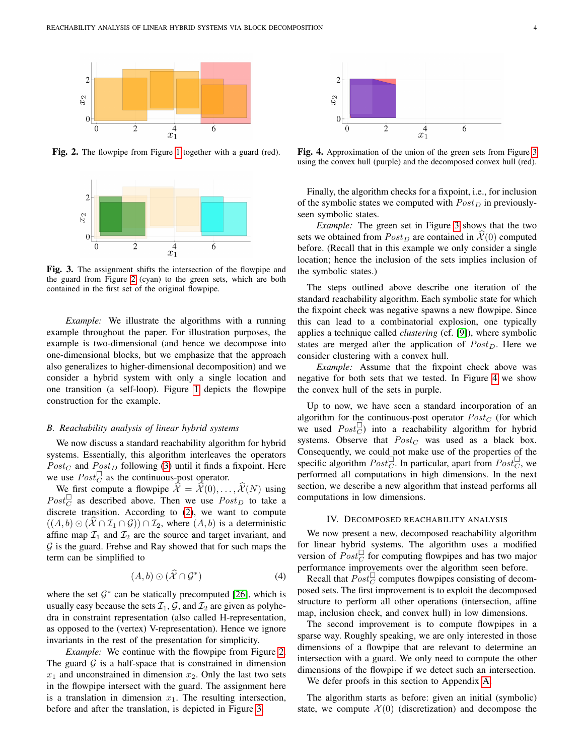Fig. 2. The flowpipe from Figure 1 together with a guard (red).

Fig. 3. The assignment shifts the intersection of the flowpipe and the guard from Figure 2 (cyan) to the green sets, which are both contained in the first set of the original flowpipe.

*Example:* We illustrate the algorithms with a running example throughout the paper. For illustration purposes, the example is two-dimensional (and hence we decompose into one-dimensional blocks, but we emphasize that the approach also generalizes to higher-dimensional decomposition) and we consider a hybrid system with only a single location and one transition (a self-loop). Figure 1 depicts the flowpipe construction for the example.

### B. Reachability analysis of linear hybrid systems

We now discuss a standard reachability algorithm for hybrid systems. Essentially, this algorithm interleaves the operators $Post_C$ and $Post_D$ following (3) until it finds a fixpoint. Here we use $Post_C^{\square}$ as the continuous-post operator.

We first compute a flowpipe $\widehat{\mathcal{X}} = \widehat{\mathcal{X}}(0), \dots, \widehat{\mathcal{X}}(N)$ using $Post_C^{\square}$ as described above. Then we use $Post_D$ to take a discrete transition. According to (2), we want to compute $((A, b) \odot (\widehat{\mathcal{X}} \cap \mathcal{I}_1 \cap \mathcal{G})) \cap \mathcal{I}_2$, where $(A, b)$ is a deterministic affine map $\mathcal{I}_1$ and $\mathcal{I}_2$ are the source and target invariant, and $\mathcal{G}$ is the guard. Frehse and Ray showed that for such maps the term can be simplified to

$$(A, b) \odot (\widehat{\mathcal{X}} \cap \mathcal{G}^*) \tag{4}$$

where the set $\mathcal{G}^*$ can be statically precomputed [26], which is usually easy because the sets $\mathcal{I}_1$, $\mathcal{G}$, and $\mathcal{I}_2$ are given as polyhedra in constraint representation (also called H-representation, as opposed to the (vertex) V-representation). Hence we ignore invariants in the rest of the presentation for simplicity.

*Example:* We continue with the flowpipe from Figure 2. The guard $\mathcal{G}$ is a half-space that is constrained in dimension $x_1$ and unconstrained in dimension $x_2$. Only the last two sets in the flowpipe intersect with the guard. The assignment here is a translation in dimension $x_1$. The resulting intersection, before and after the translation, is depicted in Figure 3.

Fig. 4. Approximation of the union of the green sets from Figure 3 using the convex hull (purple) and the decomposed convex hull (red).

Finally, the algorithm checks for a fixpoint, i.e., for inclusion of the symbolic states we computed with $Post_D$ in previously-seen symbolic states.

*Example:* The green set in Figure 3 shows that the two sets we obtained from $Post_D$ are contained in $\widehat{\mathcal{X}}(0)$ computed before. (Recall that in this example we only consider a single location; hence the inclusion of the sets implies inclusion of the symbolic states.)

The steps outlined above describe one iteration of the standard reachability algorithm. Each symbolic state for which the fixpoint check was negative spawns a new flowpipe. Since this can lead to a combinatorial explosion, one typically applies a technique called *clustering* (cf. [9]), where symbolic states are merged after the application of $Post_D$. Here we consider clustering with a convex hull.

*Example:* Assume that the fixpoint check above was negative for both sets that we tested. In Figure 4 we show the convex hull of the sets in purple.

Up to now, we have seen a standard incorporation of an algorithm for the continuous-post operator $Post_C$ (for which we used $Post_C^{\square}$) into a reachability algorithm for hybrid systems. Observe that $Post_C$ was used as a black box. Consequently, we could not make use of the properties of the specific algorithm $Post_C^{\square}$. In particular, apart from $Post_C^{\square}$, we performed all computations in high dimensions. In the next section, we describe a new algorithm that instead performs all computations in low dimensions.

## IV. Decomposed Reachability Analysis

We now present a new, decomposed reachability algorithm for linear hybrid systems. The algorithm uses a modified version of $Post_C^{\square}$ for computing flowpipes and has two major performance improvements over the algorithm seen before.

Recall that $Post_C^{\square}$ computes flowpipes consisting of decomposed sets. The first improvement is to exploit the decomposed structure to perform all other operations (intersection, affine map, inclusion check, and convex hull) in low dimensions.

The second improvement is to compute flowpipes in a sparse way. Roughly speaking, we are only interested in those dimensions of a flowpipe that are relevant to determine an intersection with a guard. We only need to compute the other dimensions of the flowpipe if we detect such an intersection.

We defer proofs in this section to Appendix A.

The algorithm starts as before: given an initial (symbolic) state, we compute $\mathcal{X}(0)$ (discretization) and decompose the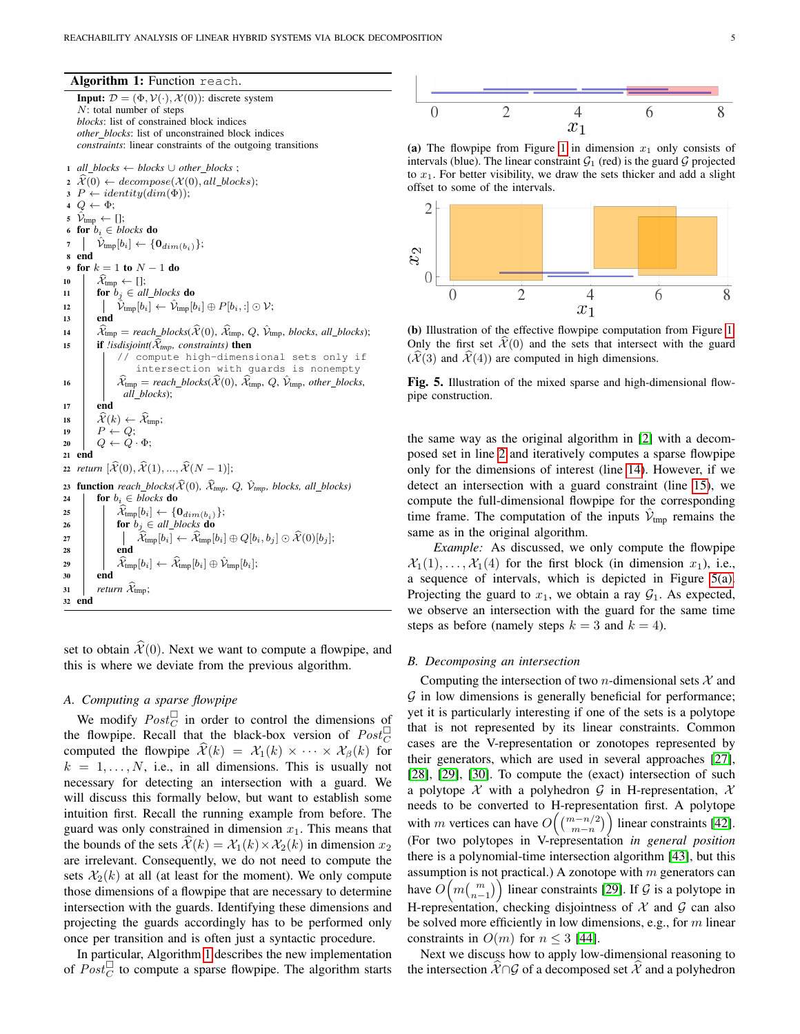**Algorithm 1:** Function `reach`.

```
Input: D = (Φ, V(·), X(0)): discrete system
       N: total number of steps
       blocks: list of constrained block indices
       other_blocks: list of unconstrained block indices
       constraints: linear constraints of the outgoing transitions
 1  all_blocks ← blocks ∪ other_blocks ;
 2  X̂(0) ← decompose(X(0), all_blocks);
 3  P ← identity(dim(Φ));
 4  Q ← Φ;
 5  V̂_tmp ← [];
 6  for b_i ∈ blocks do
 7  |   V̂_tmp[b_i] ← {0_dim(b_i)};
 8  end
 9  for k = 1 to N − 1 do
10  |   X̂_tmp ← [];
11  |   for b_j ∈ all_blocks do
12  |   |   V̂_tmp[b_i] ← V̂_tmp[b_i] ⊕ P[b_i, :] ⊙ V;
13  |   end
14  |   X̂_tmp = reach_blocks(X̂(0), X̂_tmp, Q, V̂_tmp, blocks, all_blocks);
15  |   if !isdisjoint(X̂_tmp, constraints) then
    |   |   // compute high-dimensional sets only if
    |   |      intersection with guards is nonempty
16  |   |   X̂_tmp = reach_blocks(X̂(0), X̂_tmp, Q, V̂_tmp, other_blocks,
    |   |      all_blocks);
17  |   end
18  |   X̂(k) ← X̂_tmp;
19  |   P ← Q;
20  |   Q ← Q · Φ;
21  end
22  return [X̂(0), X̂(1), ..., X̂(N − 1)];
23  function reach_blocks(X̂(0), X̂_tmp, Q, V̂_tmp, blocks, all_blocks)
24  |   for b_i ∈ blocks do
25  |   |   X̂_tmp[b_i] ← {0_dim(b_i)};
26  |   |   for b_j ∈ all_blocks do
27  |   |   |   X̂_tmp[b_i] ← X̂_tmp[b_i] ⊕ Q[b_i, b_j] ⊙ X̂(0)[b_j];
28  |   |   end
29  |   |   X̂_tmp[b_i] ← X̂_tmp[b_i] ⊕ V̂_tmp[b_i];
30  |   end
31  |   return X̂_tmp;
32  end
```

set to obtain $\widehat{\mathcal{X}}(0)$. Next we want to compute a flowpipe, and this is where we deviate from the previous algorithm.

### A. Computing a sparse flowpipe

We modify $Post_C^\square$ in order to control the dimensions of the flowpipe. Recall that the black-box version of $Post_C^\square$ computed the flowpipe $\widehat{\mathcal{X}}(k) = \mathcal{X}_1(k) \times \cdots \times \mathcal{X}_\beta(k)$ for $k = 1, \ldots, N$, i.e., in all dimensions. This is usually not necessary for detecting an intersection with a guard. We will discuss this formally below, but want to establish some intuition first. Recall the running example from before. The guard was only constrained in dimension $x_1$. This means that the bounds of the sets $\widehat{\mathcal{X}}(k) = \mathcal{X}_1(k) \times \mathcal{X}_2(k)$ in dimension $x_2$ are irrelevant. Consequently, we do not need to compute the sets $\mathcal{X}_2(k)$ at all (at least for the moment). We only compute those dimensions of a flowpipe that are necessary to determine intersection with the guards. Identifying these dimensions and projecting the guards accordingly has to be performed only once per transition and is often just a syntactic procedure.

In particular, Algorithm 1 describes the new implementation of $Post_C^\square$ to compute a sparse flowpipe. The algorithm starts the same way as the original algorithm in [2] with a decomposed set in line 2 and iteratively computes a sparse flowpipe only for the dimensions of interest (line 14). However, if we detect an intersection with a guard constraint (line 15), we compute the full-dimensional flowpipe for the corresponding time frame. The computation of the inputs $\widehat{\mathcal{V}}_{\text{tmp}}$ remains the same as in the original algorithm.

*Example:* As discussed, we only compute the flowpipe $\mathcal{X}_1(1), \ldots, \mathcal{X}_1(4)$ for the first block (in dimension $x_1$), i.e., a sequence of intervals, which is depicted in Figure 5(a). Projecting the guard to $x_1$, we obtain a ray $\mathcal{G}_1$. As expected, we observe an intersection with the guard for the same time steps as before (namely steps $k = 3$ and $k = 4$).

(a) The flowpipe from Figure 1 in dimension $x_1$ only consists of intervals (blue). The linear constraint $\mathcal{G}_1$ (red) is the guard $\mathcal{G}$ projected to $x_1$. For better visibility, we draw the sets thicker and add a slight offset to some of the intervals.

(b) Illustration of the effective flowpipe computation from Figure 1. Only the first set $\widehat{\mathcal{X}}(0)$ and the sets that intersect with the guard ($\widehat{\mathcal{X}}(3)$ and $\widehat{\mathcal{X}}(4)$) are computed in high dimensions.

**Fig. 5.** Illustration of the mixed sparse and high-dimensional flowpipe construction.

### B. Decomposing an intersection

Computing the intersection of two $n$-dimensional sets $\mathcal{X}$ and $\mathcal{G}$ in low dimensions is generally beneficial for performance; yet it is particularly interesting if one of the sets is a polytope that is not represented by its linear constraints. Common cases are the V-representation or zonotopes represented by their generators, which are used in several approaches [27], [28], [29], [30]. To compute the (exact) intersection of such a polytope $\mathcal{X}$ with a polyhedron $\mathcal{G}$ in H-representation, $\mathcal{X}$ needs to be converted to H-representation first. A polytope with $m$ vertices can have $O\left(\binom{m-n/2}{m-n}\right)$ linear constraints [42]. (For two polytopes in V-representation *in general position* there is a polynomial-time intersection algorithm [43], but this assumption is not practical.) A zonotope with $m$ generators can have $O\left(m\binom{m}{n-1}\right)$ linear constraints [29]. If $\mathcal{G}$ is a polytope in H-representation, checking disjointness of $\mathcal{X}$ and $\mathcal{G}$ can also be solved more efficiently in low dimensions, e.g., for $m$ linear constraints in $O(m)$ for $n \leq 3$ [44].

Next we discuss how to apply low-dimensional reasoning to the intersection $\widehat{\mathcal{X}} \cap \mathcal{G}$ of a decomposed set $\widehat{\mathcal{X}}$ and a polyhedron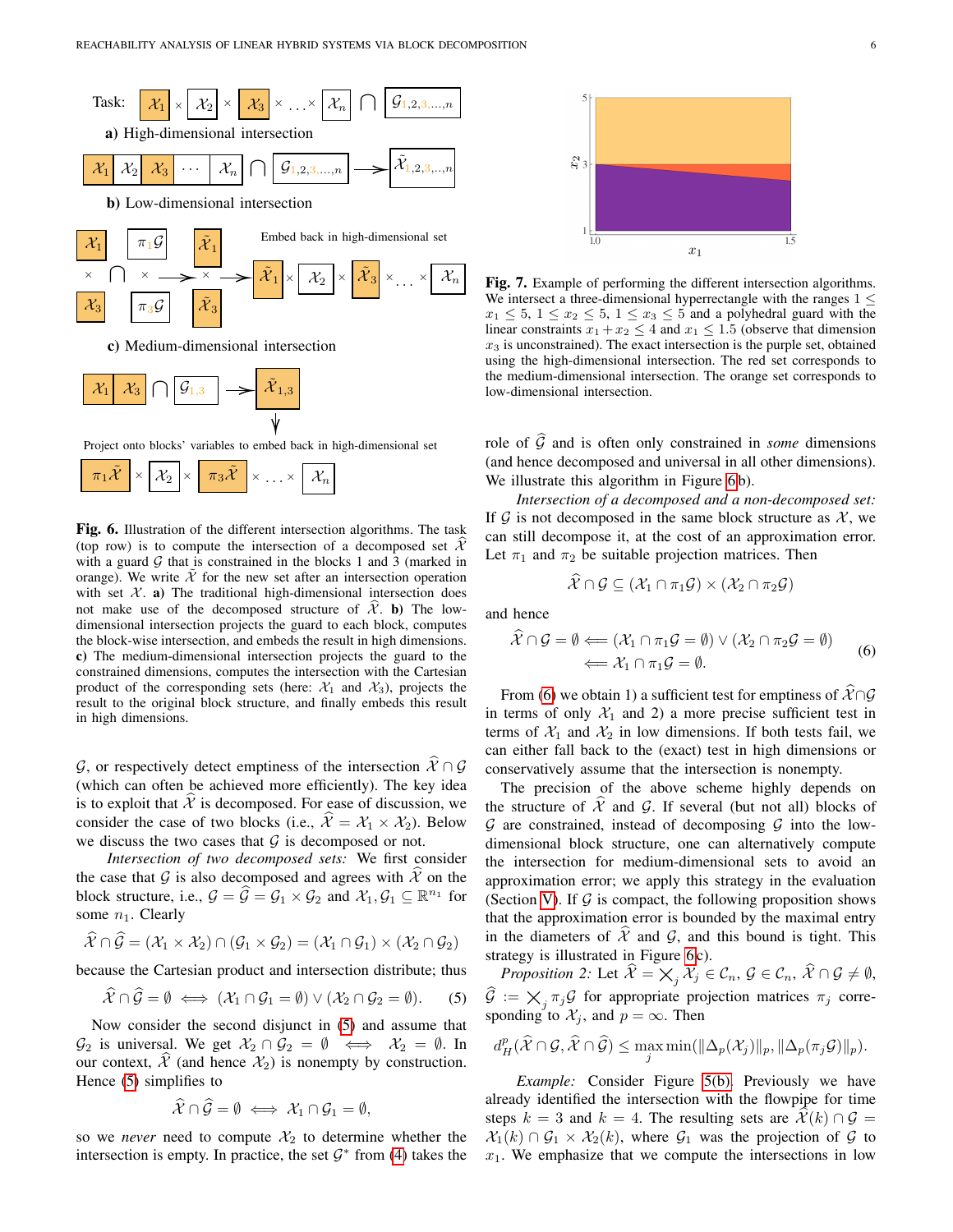**Fig. 6.** Illustration of the different intersection algorithms. The task (top row) is to compute the intersection of a decomposed set $\widehat{\mathcal{X}}$ with a guard $\mathcal{G}$ that is constrained in the blocks 1 and 3 (marked in orange). We write $\tilde{\mathcal{X}}$ for the new set after an intersection operation with set $\mathcal{X}$. **a)** The traditional high-dimensional intersection does not make use of the decomposed structure of $\widehat{\mathcal{X}}$. **b)** The low-dimensional intersection projects the guard to each block, computes the block-wise intersection, and embeds the result in high dimensions. **c)** The medium-dimensional intersection projects the guard to the constrained dimensions, computes the intersection with the Cartesian product of the corresponding sets (here: $\mathcal{X}_1$ and $\mathcal{X}_3$), projects the result to the original block structure, and finally embeds this result in high dimensions.

$\mathcal{G}$, or respectively detect emptiness of the intersection $\widehat{\mathcal{X}} \cap \mathcal{G}$ (which can often be achieved more efficiently). The key idea is to exploit that $\widehat{\mathcal{X}}$ is decomposed. For ease of discussion, we consider the case of two blocks (i.e., $\widehat{\mathcal{X}} = \mathcal{X}_1 \times \mathcal{X}_2$). Below we discuss the two cases that $\mathcal{G}$ is decomposed or not.

*Intersection of two decomposed sets:* We first consider the case that $\mathcal{G}$ is also decomposed and agrees with $\widehat{\mathcal{X}}$ on the block structure, i.e., $\mathcal{G} = \widehat{\mathcal{G}} = \mathcal{G}_1 \times \mathcal{G}_2$ and $\mathcal{X}_1, \mathcal{G}_1 \subseteq \mathbb{R}^{n_1}$ for some $n_1$. Clearly

$$\widehat{\mathcal{X}} \cap \widehat{\mathcal{G}} = (\mathcal{X}_1 \times \mathcal{X}_2) \cap (\mathcal{G}_1 \times \mathcal{G}_2) = (\mathcal{X}_1 \cap \mathcal{G}_1) \times (\mathcal{X}_2 \cap \mathcal{G}_2)$$

because the Cartesian product and intersection distribute; thus

$$\widehat{\mathcal{X}} \cap \widehat{\mathcal{G}} = \emptyset \iff (\mathcal{X}_1 \cap \mathcal{G}_1 = \emptyset) \vee (\mathcal{X}_2 \cap \mathcal{G}_2 = \emptyset). \tag{5}$$

Now consider the second disjunct in (5) and assume that $\mathcal{G}_2$ is universal. We get $\mathcal{X}_2 \cap \mathcal{G}_2 = \emptyset \iff \mathcal{X}_2 = \emptyset$. In our context, $\widehat{\mathcal{X}}$ (and hence $\mathcal{X}_2$) is nonempty by construction. Hence (5) simplifies to

$$\widehat{\mathcal{X}} \cap \widehat{\mathcal{G}} = \emptyset \iff \mathcal{X}_1 \cap \mathcal{G}_1 = \emptyset,$$

so we *never* need to compute $\mathcal{X}_2$ to determine whether the intersection is empty. In practice, the set $\mathcal{G}^*$ from (4) takes the role of $\widehat{\mathcal{G}}$ and is often only constrained in *some* dimensions (and hence decomposed and universal in all other dimensions). We illustrate this algorithm in Figure 6b).

*Intersection of a decomposed and a non-decomposed set:* If $\mathcal{G}$ is not decomposed in the same block structure as $\mathcal{X}$, we can still decompose it, at the cost of an approximation error. Let $\pi_1$ and $\pi_2$ be suitable projection matrices. Then

$$\widehat{\mathcal{X}} \cap \mathcal{G} \subseteq (\mathcal{X}_1 \cap \pi_1\mathcal{G}) \times (\mathcal{X}_2 \cap \pi_2\mathcal{G})$$

and hence

$$\begin{aligned} \widehat{\mathcal{X}} \cap \mathcal{G} = \emptyset &\Longleftarrow (\mathcal{X}_1 \cap \pi_1\mathcal{G} = \emptyset) \vee (\mathcal{X}_2 \cap \pi_2\mathcal{G} = \emptyset) \\ &\Longleftarrow \mathcal{X}_1 \cap \pi_1\mathcal{G} = \emptyset. \end{aligned} \tag{6}$$

From (6) we obtain 1) a sufficient test for emptiness of $\widehat{\mathcal{X}} \cap \mathcal{G}$ in terms of only $\mathcal{X}_1$ and 2) a more precise sufficient test in terms of $\mathcal{X}_1$ and $\mathcal{X}_2$ in low dimensions. If both tests fail, we can either fall back to the (exact) test in high dimensions or conservatively assume that the intersection is nonempty.

The precision of the above scheme highly depends on the structure of $\widehat{\mathcal{X}}$ and $\mathcal{G}$. If several (but not all) blocks of $\mathcal{G}$ are constrained, instead of decomposing $\mathcal{G}$ into the low-dimensional block structure, one can alternatively compute the intersection for medium-dimensional sets to avoid an approximation error; we apply this strategy in the evaluation (Section V). If $\mathcal{G}$ is compact, the following proposition shows that the approximation error is bounded by the maximal entry in the diameters of $\widehat{\mathcal{X}}$ and $\mathcal{G}$, and this bound is tight. This strategy is illustrated in Figure 6c).

*Proposition 2:* Let $\widehat{\mathcal{X}} = \bigtimes_j \mathcal{X}_j \in \mathcal{C}_n$, $\mathcal{G} \in \mathcal{C}_n$, $\widehat{\mathcal{X}} \cap \mathcal{G} \neq \emptyset$, $\widehat{\mathcal{G}} := \bigtimes_j \pi_j\mathcal{G}$ for appropriate projection matrices $\pi_j$ corresponding to $\mathcal{X}_j$, and $p = \infty$. Then

$$d_H^p(\widehat{\mathcal{X}} \cap \mathcal{G}, \widehat{\mathcal{X}} \cap \widehat{\mathcal{G}}) \leq \max_j \min(\|\Delta_p(\mathcal{X}_j)\|_p, \|\Delta_p(\pi_j\mathcal{G})\|_p).$$

*Example:* Consider Figure 5(b). Previously we have already identified the intersection with the flowpipe for time steps $k = 3$ and $k = 4$. The resulting sets are $\widehat{\mathcal{X}}(k) \cap \mathcal{G} = \mathcal{X}_1(k) \cap \mathcal{G}_1 \times \mathcal{X}_2(k)$, where $\mathcal{G}_1$ was the projection of $\mathcal{G}$ to $x_1$. We emphasize that we compute the intersections in low

**Fig. 7.** Example of performing the different intersection algorithms. We intersect a three-dimensional hyperrectangle with the ranges $1 \leq x_1 \leq 5$, $1 \leq x_2 \leq 5$, $1 \leq x_3 \leq 5$ and a polyhedral guard with the linear constraints $x_1 + x_2 \leq 4$ and $x_1 \leq 1.5$ (observe that dimension $x_3$ is unconstrained). The exact intersection is the purple set, obtained using the high-dimensional intersection. The red set corresponds to the medium-dimensional intersection. The orange set corresponds to low-dimensional intersection.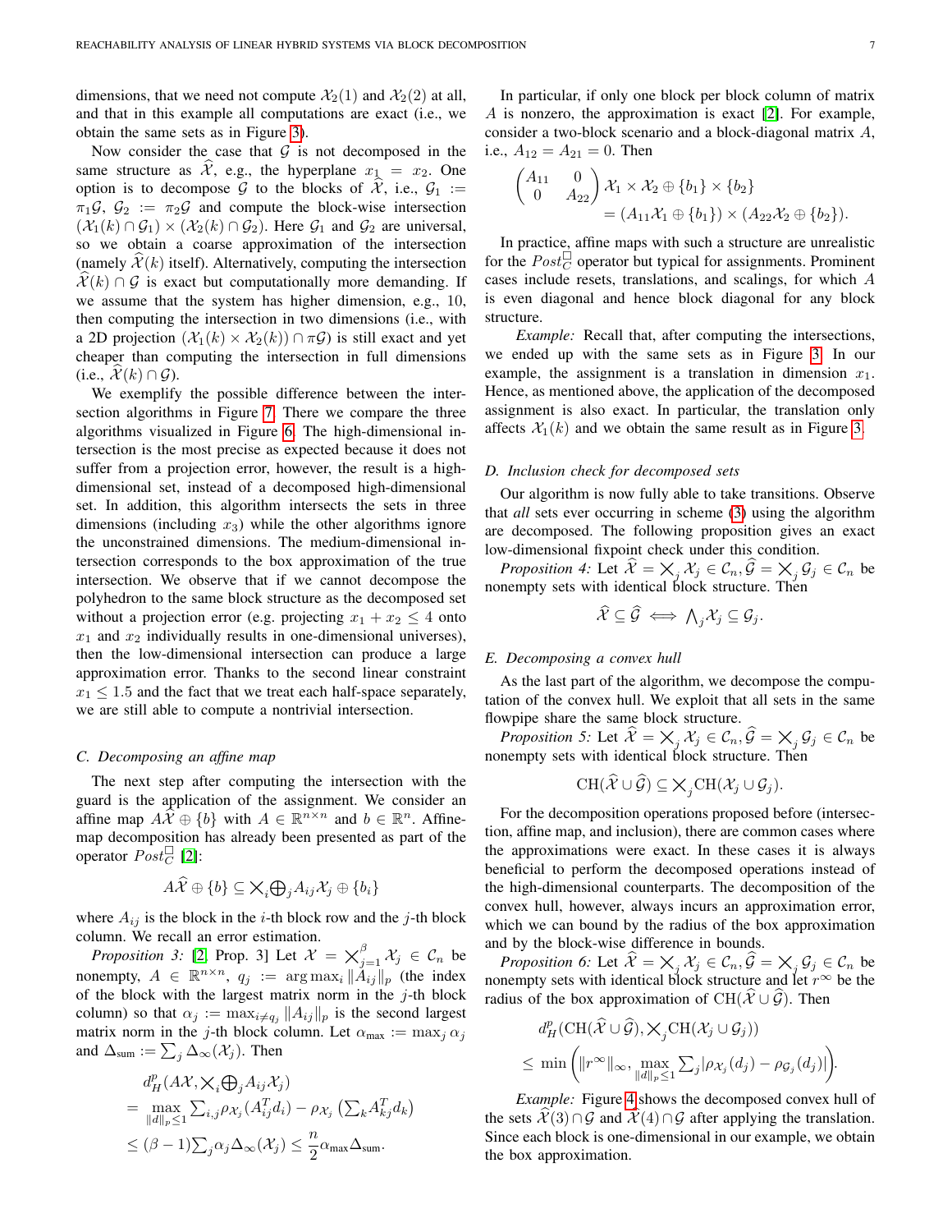dimensions, that we need not compute $\mathcal{X}_2(1)$ and $\mathcal{X}_2(2)$ at all, and that in this example all computations are exact (i.e., we obtain the same sets as in Figure 3).

Now consider the case that $\mathcal{G}$ is not decomposed in the same structure as $\widehat{\mathcal{X}}$, e.g., the hyperplane $x_1 = x_2$. One option is to decompose $\mathcal{G}$ to the blocks of $\widehat{\mathcal{X}}$, i.e., $\mathcal{G}_1 := \pi_1\mathcal{G}$, $\mathcal{G}_2 := \pi_2\mathcal{G}$ and compute the block-wise intersection $(\mathcal{X}_1(k) \cap \mathcal{G}_1) \times (\mathcal{X}_2(k) \cap \mathcal{G}_2)$. Here $\mathcal{G}_1$ and $\mathcal{G}_2$ are universal, so we obtain a coarse approximation of the intersection (namely $\widehat{\mathcal{X}}(k)$ itself). Alternatively, computing the intersection $\widehat{\mathcal{X}}(k) \cap \mathcal{G}$ is exact but computationally more demanding. If we assume that the system has higher dimension, e.g., 10, then computing the intersection in two dimensions (i.e., with a 2D projection $(\mathcal{X}_1(k) \times \mathcal{X}_2(k)) \cap \pi\mathcal{G}$) is still exact and yet cheaper than computing the intersection in full dimensions (i.e., $\widehat{\mathcal{X}}(k) \cap \mathcal{G}$).

We exemplify the possible difference between the intersection algorithms in Figure 7. There we compare the three algorithms visualized in Figure 6. The high-dimensional intersection is the most precise as expected because it does not suffer from a projection error, however, the result is a high-dimensional set, instead of a decomposed high-dimensional set. In addition, this algorithm intersects the sets in three dimensions (including $x_3$) while the other algorithms ignore the unconstrained dimensions. The medium-dimensional intersection corresponds to the box approximation of the true intersection. We observe that if we cannot decompose the polyhedron to the same block structure as the decomposed set without a projection error (e.g. projecting $x_1 + x_2 \leq 4$ onto $x_1$ and $x_2$ individually results in one-dimensional universes), then the low-dimensional intersection can produce a large approximation error. Thanks to the second linear constraint $x_1 \leq 1.5$ and the fact that we treat each half-space separately, we are still able to compute a nontrivial intersection.

### C. Decomposing an affine map

The next step after computing the intersection with the guard is the application of the assignment. We consider an affine map $A\widehat{\mathcal{X}} \oplus \{b\}$ with $A \in \mathbb{R}^{n\times n}$ and $b \in \mathbb{R}^n$. Affine-map decomposition has already been presented as part of the operator $Post_C^{\square}$ [2]:

$$A\widehat{\mathcal{X}} \oplus \{b\} \subseteq \bigtimes_i \bigoplus_j A_{ij}\mathcal{X}_j \oplus \{b_i\}$$

where $A_{ij}$ is the block in the $i$-th block row and the $j$-th block column. We recall an error estimation.

*Proposition 3:* [2, Prop. 3] Let $\mathcal{X} = \bigtimes_{j=1}^{\beta} \mathcal{X}_j \in \mathcal{C}_n$ be nonempty, $A \in \mathbb{R}^{n\times n}$, $q_j := \arg\max_i \|A_{ij}\|_p$ (the index of the block with the largest matrix norm in the $j$-th block column) so that $\alpha_j := \max_{i\neq q_j} \|A_{ij}\|_p$ is the second largest matrix norm in the $j$-th block column. Let $\alpha_{\max} := \max_j \alpha_j$ and $\Delta_{\text{sum}} := \sum_j \Delta_\infty(\mathcal{X}_j)$. Then

$$\begin{aligned}
&d_H^p(A\mathcal{X}, \bigtimes_i \bigoplus_j A_{ij}\mathcal{X}_j) \\
&= \max_{\|d\|_p\leq 1} \textstyle\sum_{i,j} \rho_{\mathcal{X}_j}(A_{ij}^T d_i) - \rho_{\mathcal{X}_j}\left(\sum_k A_{kj}^T d_k\right) \\
&\leq (\beta - 1) \textstyle\sum_j \alpha_j \Delta_\infty(\mathcal{X}_j) \leq \dfrac{n}{2}\alpha_{\max}\Delta_{\text{sum}}.
\end{aligned}$$

In particular, if only one block per block column of matrix $A$ is nonzero, the approximation is exact [2]. For example, consider a two-block scenario and a block-diagonal matrix $A$, i.e., $A_{12} = A_{21} = 0$. Then

$$\begin{aligned}
&\begin{pmatrix} A_{11} & 0 \\ 0 & A_{22} \end{pmatrix} \mathcal{X}_1 \times \mathcal{X}_2 \oplus \{b_1\} \times \{b_2\} \\
&\qquad = (A_{11}\mathcal{X}_1 \oplus \{b_1\}) \times (A_{22}\mathcal{X}_2 \oplus \{b_2\}).
\end{aligned}$$

In practice, affine maps with such a structure are unrealistic for the $Post_C^{\square}$ operator but typical for assignments. Prominent cases include resets, translations, and scalings, for which $A$ is even diagonal and hence block diagonal for any block structure.

*Example:* Recall that, after computing the intersections, we ended up with the same sets as in Figure 3. In our example, the assignment is a translation in dimension $x_1$. Hence, as mentioned above, the application of the decomposed assignment is also exact. In particular, the translation only affects $\mathcal{X}_1(k)$ and we obtain the same result as in Figure 3.

### D. Inclusion check for decomposed sets

Our algorithm is now fully able to take transitions. Observe that *all* sets ever occurring in scheme (3) using the algorithm are decomposed. The following proposition gives an exact low-dimensional fixpoint check under this condition.

*Proposition 4:* Let $\widehat{\mathcal{X}} = \bigtimes_j \mathcal{X}_j \in \mathcal{C}_n, \widehat{\mathcal{G}} = \bigtimes_j \mathcal{G}_j \in \mathcal{C}_n$ be nonempty sets with identical block structure. Then

$$\widehat{\mathcal{X}} \subseteq \widehat{\mathcal{G}} \iff \textstyle\bigwedge_j \mathcal{X}_j \subseteq \mathcal{G}_j.$$

### E. Decomposing a convex hull

As the last part of the algorithm, we decompose the computation of the convex hull. We exploit that all sets in the same flowpipe share the same block structure.

*Proposition 5:* Let $\widehat{\mathcal{X}} = \bigtimes_j \mathcal{X}_j \in \mathcal{C}_n, \widehat{\mathcal{G}} = \bigtimes_j \mathcal{G}_j \in \mathcal{C}_n$ be nonempty sets with identical block structure. Then

$$\text{CH}(\widehat{\mathcal{X}} \cup \widehat{\mathcal{G}}) \subseteq \bigtimes_j \text{CH}(\mathcal{X}_j \cup \mathcal{G}_j).$$

For the decomposition operations proposed before (intersection, affine map, and inclusion), there are common cases where the approximations were exact. In these cases it is always beneficial to perform the decomposed operations instead of the high-dimensional counterparts. The decomposition of the convex hull, however, always incurs an approximation error, which we can bound by the radius of the box approximation and by the block-wise difference in bounds.

*Proposition 6:* Let $\widehat{\mathcal{X}} = \bigtimes_j \mathcal{X}_j \in \mathcal{C}_n, \widehat{\mathcal{G}} = \bigtimes_j \mathcal{G}_j \in \mathcal{C}_n$ be nonempty sets with identical block structure and let $r^\infty$ be the radius of the box approximation of $\text{CH}(\widehat{\mathcal{X}} \cup \widehat{\mathcal{G}})$. Then

$$\begin{aligned}
&d_H^p(\text{CH}(\widehat{\mathcal{X}} \cup \widehat{\mathcal{G}}), \bigtimes_j \text{CH}(\mathcal{X}_j \cup \mathcal{G}_j)) \\
&\leq \min\left(\|r^\infty\|_\infty, \max_{\|d\|_p\leq 1} \textstyle\sum_j |\rho_{\mathcal{X}_j}(d_j) - \rho_{\mathcal{G}_j}(d_j)|\right).
\end{aligned}$$

*Example:* Figure 4 shows the decomposed convex hull of the sets $\widehat{\mathcal{X}}(3) \cap \mathcal{G}$ and $\widehat{\mathcal{X}}(4) \cap \mathcal{G}$ after applying the translation. Since each block is one-dimensional in our example, we obtain the box approximation.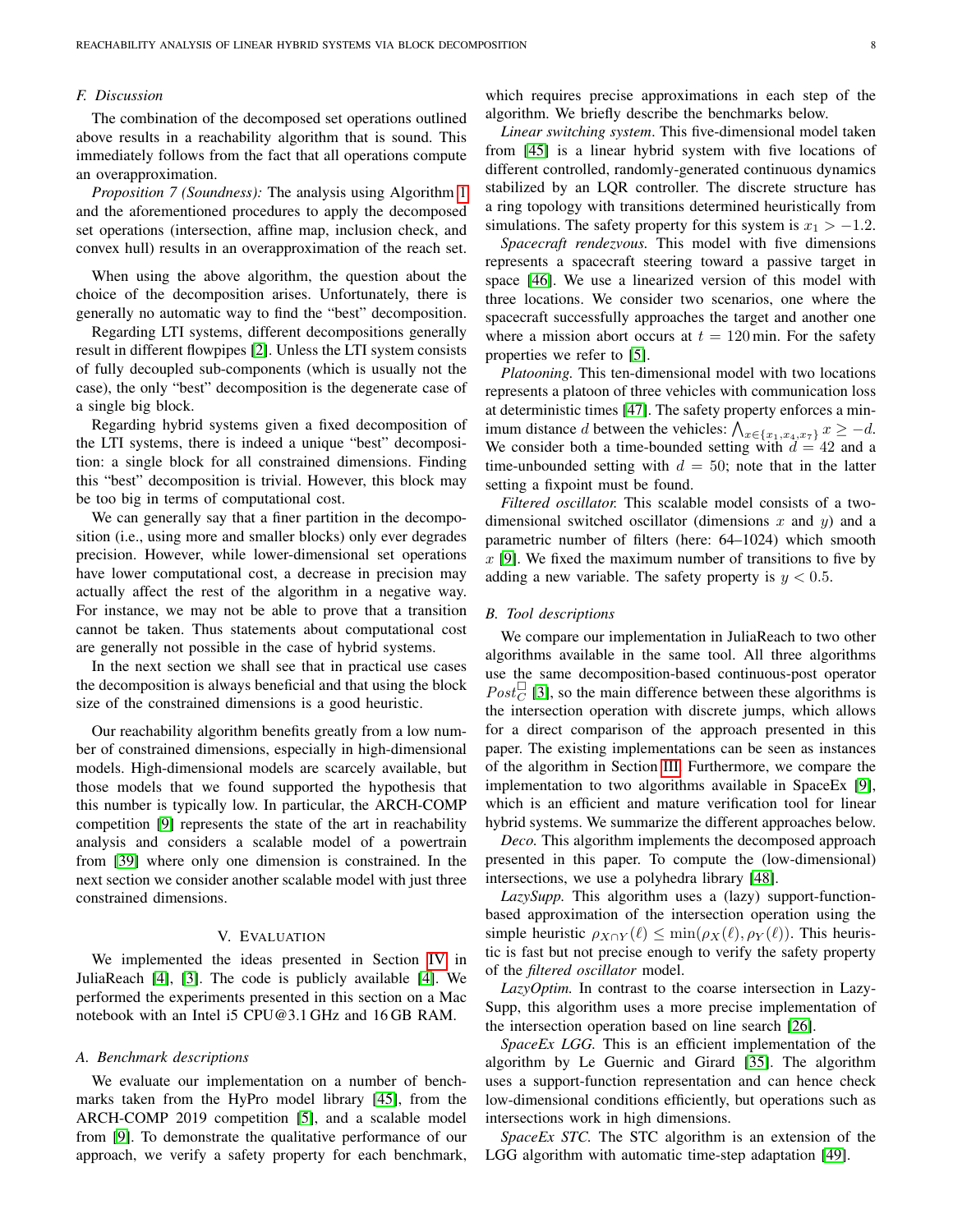### F. Discussion

The combination of the decomposed set operations outlined above results in a reachability algorithm that is sound. This immediately follows from the fact that all operations compute an overapproximation.

*Proposition 7 (Soundness):* The analysis using Algorithm 1 and the aforementioned procedures to apply the decomposed set operations (intersection, affine map, inclusion check, and convex hull) results in an overapproximation of the reach set.

When using the above algorithm, the question about the choice of the decomposition arises. Unfortunately, there is generally no automatic way to find the "best" decomposition.

Regarding LTI systems, different decompositions generally result in different flowpipes [2]. Unless the LTI system consists of fully decoupled sub-components (which is usually not the case), the only "best" decomposition is the degenerate case of a single big block.

Regarding hybrid systems given a fixed decomposition of the LTI systems, there is indeed a unique "best" decomposition: a single block for all constrained dimensions. Finding this "best" decomposition is trivial. However, this block may be too big in terms of computational cost.

We can generally say that a finer partition in the decomposition (i.e., using more and smaller blocks) only ever degrades precision. However, while lower-dimensional set operations have lower computational cost, a decrease in precision may actually affect the rest of the algorithm in a negative way. For instance, we may not be able to prove that a transition cannot be taken. Thus statements about computational cost are generally not possible in the case of hybrid systems.

In the next section we shall see that in practical use cases the decomposition is always beneficial and that using the block size of the constrained dimensions is a good heuristic.

Our reachability algorithm benefits greatly from a low number of constrained dimensions, especially in high-dimensional models. High-dimensional models are scarcely available, but those models that we found supported the hypothesis that this number is typically low. In particular, the ARCH-COMP competition [9] represents the state of the art in reachability analysis and considers a scalable model of a powertrain from [39] where only one dimension is constrained. In the next section we consider another scalable model with just three constrained dimensions.

## V. Evaluation

We implemented the ideas presented in Section IV in JuliaReach [4], [3]. The code is publicly available [4]. We performed the experiments presented in this section on a Mac notebook with an Intel i5 CPU@3.1 GHz and 16 GB RAM.

### A. Benchmark descriptions

We evaluate our implementation on a number of benchmarks taken from the HyPro model library [45], from the ARCH-COMP 2019 competition [5], and a scalable model from [9]. To demonstrate the qualitative performance of our approach, we verify a safety property for each benchmark, which requires precise approximations in each step of the algorithm. We briefly describe the benchmarks below.

*Linear switching system.* This five-dimensional model taken from [45] is a linear hybrid system with five locations of different controlled, randomly-generated continuous dynamics stabilized by an LQR controller. The discrete structure has a ring topology with transitions determined heuristically from simulations. The safety property for this system is $x_1 > -1.2$.

*Spacecraft rendezvous.* This model with five dimensions represents a spacecraft steering toward a passive target in space [46]. We use a linearized version of this model with three locations. We consider two scenarios, one where the spacecraft successfully approaches the target and another one where a mission abort occurs at $t = 120\,\text{min}$. For the safety properties we refer to [5].

*Platooning.* This ten-dimensional model with two locations represents a platoon of three vehicles with communication loss at deterministic times [47]. The safety property enforces a minimum distance $d$ between the vehicles: $\bigwedge_{x \in \{x_1, x_4, x_7\}} x \geq -d$. We consider both a time-bounded setting with $d = 42$ and a time-unbounded setting with $d = 50$; note that in the latter setting a fixpoint must be found.

*Filtered oscillator.* This scalable model consists of a two-dimensional switched oscillator (dimensions $x$ and $y$) and a parametric number of filters (here: 64–1024) which smooth $x$ [9]. We fixed the maximum number of transitions to five by adding a new variable. The safety property is $y < 0.5$.

### B. Tool descriptions

We compare our implementation in JuliaReach to two other algorithms available in the same tool. All three algorithms use the same decomposition-based continuous-post operator $Post_C^{\square}$ [3], so the main difference between these algorithms is the intersection operation with discrete jumps, which allows for a direct comparison of the approach presented in this paper. The existing implementations can be seen as instances of the algorithm in Section III. Furthermore, we compare the implementation to two algorithms available in SpaceEx [9], which is an efficient and mature verification tool for linear hybrid systems. We summarize the different approaches below.

*Deco.* This algorithm implements the decomposed approach presented in this paper. To compute the (low-dimensional) intersections, we use a polyhedra library [48].

*LazySupp.* This algorithm uses a (lazy) support-function-based approximation of the intersection operation using the simple heuristic $\rho_{X \cap Y}(\ell) \leq \min(\rho_X(\ell), \rho_Y(\ell))$. This heuristic is fast but not precise enough to verify the safety property of the *filtered oscillator* model.

*LazyOptim.* In contrast to the coarse intersection in LazySupp, this algorithm uses a more precise implementation of the intersection operation based on line search [26].

*SpaceEx LGG.* This is an efficient implementation of the algorithm by Le Guernic and Girard [35]. The algorithm uses a support-function representation and can hence check low-dimensional conditions efficiently, but operations such as intersections work in high dimensions.

*SpaceEx STC.* The STC algorithm is an extension of the LGG algorithm with automatic time-step adaptation [49].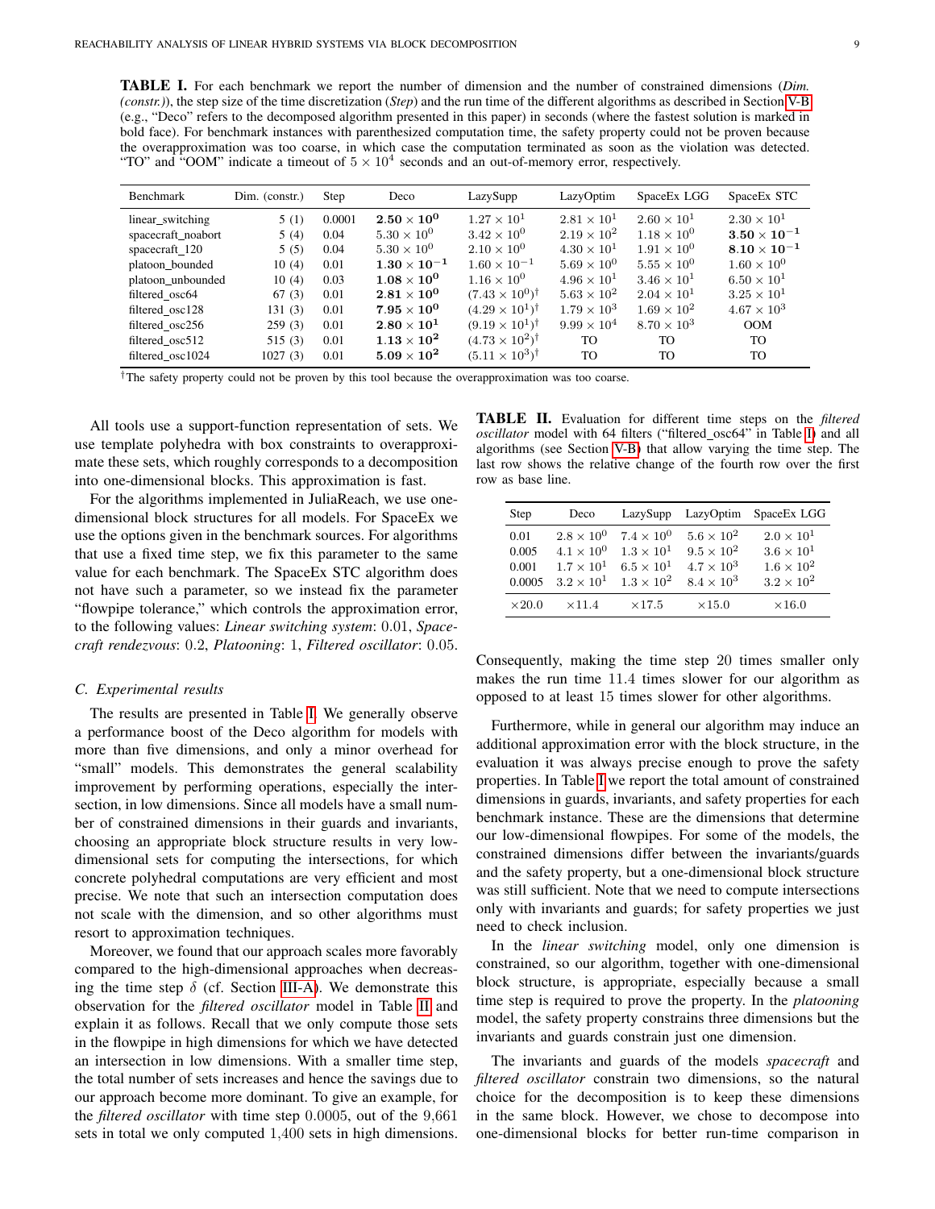**TABLE I.** For each benchmark we report the number of dimension and the number of constrained dimensions (*Dim. (constr.)*), the step size of the time discretization (*Step*) and the run time of the different algorithms as described in Section V-B (e.g., "Deco" refers to the decomposed algorithm presented in this paper) in seconds (where the fastest solution is marked in bold face). For benchmark instances with parenthesized computation time, the safety property could not be proven because the overapproximation was too coarse, in which case the computation terminated as soon as the violation was detected. "TO" and "OOM" indicate a timeout of $5 \times 10^4$ seconds and an out-of-memory error, respectively.

| Benchmark | Dim. (constr.) | Step | Deco | LazySupp | LazyOptim | SpaceEx LGG | SpaceEx STC |
|---|---|---|---|---|---|---|---|
| linear_switching | 5 (1) | 0.0001 | $\mathbf{2.50 \times 10^0}$ | $1.27 \times 10^1$ | $2.81 \times 10^1$ | $2.60 \times 10^1$ | $2.30 \times 10^1$ |
| spacecraft_noabort | 5 (4) | 0.04 | $5.30 \times 10^0$ | $3.42 \times 10^0$ | $2.19 \times 10^2$ | $1.18 \times 10^0$ | $\mathbf{3.50 \times 10^{-1}}$ |
| spacecraft_120 | 5 (5) | 0.04 | $5.30 \times 10^0$ | $2.10 \times 10^0$ | $4.30 \times 10^1$ | $1.91 \times 10^0$ | $\mathbf{8.10 \times 10^{-1}}$ |
| platoon_bounded | 10 (4) | 0.01 | $\mathbf{1.30 \times 10^{-1}}$ | $1.60 \times 10^{-1}$ | $5.69 \times 10^0$ | $5.55 \times 10^0$ | $1.60 \times 10^0$ |
| platoon_unbounded | 10 (4) | 0.03 | $\mathbf{1.08 \times 10^0}$ | $1.16 \times 10^0$ | $4.96 \times 10^1$ | $3.46 \times 10^1$ | $6.50 \times 10^1$ |
| filtered_osc64 | 67 (3) | 0.01 | $\mathbf{2.81 \times 10^0}$ | $(7.43 \times 10^0)^\dagger$ | $5.63 \times 10^2$ | $2.04 \times 10^1$ | $3.25 \times 10^1$ |
| filtered_osc128 | 131 (3) | 0.01 | $\mathbf{7.95 \times 10^0}$ | $(4.29 \times 10^1)^\dagger$ | $1.79 \times 10^3$ | $1.69 \times 10^2$ | $4.67 \times 10^3$ |
| filtered_osc256 | 259 (3) | 0.01 | $\mathbf{2.80 \times 10^1}$ | $(9.19 \times 10^1)^\dagger$ | $9.99 \times 10^4$ | $8.70 \times 10^3$ | OOM |
| filtered_osc512 | 515 (3) | 0.01 | $\mathbf{1.13 \times 10^2}$ | $(4.73 \times 10^2)^\dagger$ | TO | TO | TO |
| filtered_osc1024 | 1027 (3) | 0.01 | $\mathbf{5.09 \times 10^2}$ | $(5.11 \times 10^3)^\dagger$ | TO | TO | TO |

†The safety property could not be proven by this tool because the overapproximation was too coarse.

All tools use a support-function representation of sets. We use template polyhedra with box constraints to overapproximate these sets, which roughly corresponds to a decomposition into one-dimensional blocks. This approximation is fast.

For the algorithms implemented in JuliaReach, we use one-dimensional block structures for all models. For SpaceEx we use the options given in the benchmark sources. For algorithms that use a fixed time step, we fix this parameter to the same value for each benchmark. The SpaceEx STC algorithm does not have such a parameter, so we instead fix the parameter "flowpipe tolerance," which controls the approximation error, to the following values: *Linear switching system*: 0.01, *Spacecraft rendezvous*: 0.2, *Platooning*: 1, *Filtered oscillator*: 0.05.

### C. Experimental results

The results are presented in Table I. We generally observe a performance boost of the Deco algorithm for models with more than five dimensions, and only a minor overhead for "small" models. This demonstrates the general scalability improvement by performing operations, especially the intersection, in low dimensions. Since all models have a small number of constrained dimensions in their guards and invariants, choosing an appropriate block structure results in very low-dimensional sets for computing the intersections, for which concrete polyhedral computations are very efficient and most precise. We note that such an intersection computation does not scale with the dimension, and so other algorithms must resort to approximation techniques.

Moreover, we found that our approach scales more favorably compared to the high-dimensional approaches when decreasing the time step $\delta$ (cf. Section III-A). We demonstrate this observation for the *filtered oscillator* model in Table II and explain it as follows. Recall that we only compute those sets in the flowpipe in high dimensions for which we have detected an intersection in low dimensions. With a smaller time step, the total number of sets increases and hence the savings due to our approach become more dominant. To give an example, for the *filtered oscillator* with time step $0.0005$, out of the $9{,}661$ sets in total we only computed $1{,}400$ sets in high dimensions.

**TABLE II.** Evaluation for different time steps on the *filtered oscillator* model with 64 filters ("filtered_osc64" in Table I) and all algorithms (see Section V-B) that allow varying the time step. The last row shows the relative change of the fourth row over the first row as base line.

| Step | Deco | LazySupp | LazyOptim | SpaceEx LGG |
|---|---|---|---|---|
| 0.01 | $2.8 \times 10^0$ | $7.4 \times 10^0$ | $5.6 \times 10^2$ | $2.0 \times 10^1$ |
| 0.005 | $4.1 \times 10^0$ | $1.3 \times 10^1$ | $9.5 \times 10^2$ | $3.6 \times 10^1$ |
| 0.001 | $1.7 \times 10^1$ | $6.5 \times 10^1$ | $4.7 \times 10^3$ | $1.6 \times 10^2$ |
| 0.0005 | $3.2 \times 10^1$ | $1.3 \times 10^2$ | $8.4 \times 10^3$ | $3.2 \times 10^2$ |
| $\times 20.0$ | $\times 11.4$ | $\times 17.5$ | $\times 15.0$ | $\times 16.0$ |

Consequently, making the time step 20 times smaller only makes the run time 11.4 times slower for our algorithm as opposed to at least 15 times slower for other algorithms.

Furthermore, while in general our algorithm may induce an additional approximation error with the block structure, in the evaluation it was always precise enough to prove the safety properties. In Table I we report the total amount of constrained dimensions in guards, invariants, and safety properties for each benchmark instance. These are the dimensions that determine our low-dimensional flowpipes. For some of the models, the constrained dimensions differ between the invariants/guards and the safety property, but a one-dimensional block structure was still sufficient. Note that we need to compute intersections only with invariants and guards; for safety properties we just need to check inclusion.

In the *linear switching* model, only one dimension is constrained, so our algorithm, together with one-dimensional block structure, is appropriate, especially because a small time step is required to prove the property. In the *platooning* model, the safety property constrains three dimensions but the invariants and guards constrain just one dimension.

The invariants and guards of the models *spacecraft* and *filtered oscillator* constrain two dimensions, so the natural choice for the decomposition is to keep these dimensions in the same block. However, we chose to decompose into one-dimensional blocks for better run-time comparison in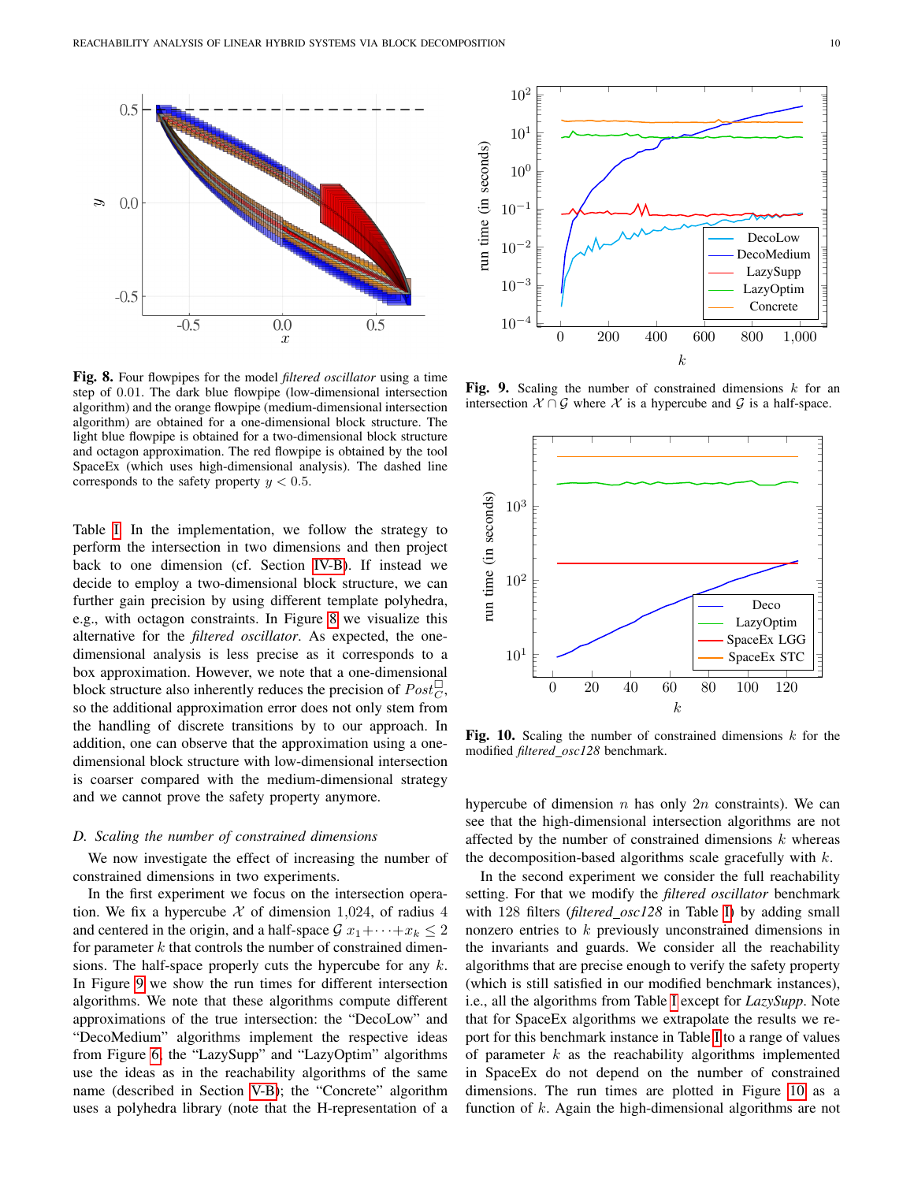Fig. 8. Four flowpipes for the model *filtered oscillator* using a time step of 0.01. The dark blue flowpipe (low-dimensional intersection algorithm) and the orange flowpipe (medium-dimensional intersection algorithm) are obtained for a one-dimensional block structure. The light blue flowpipe is obtained for a two-dimensional block structure and octagon approximation. The red flowpipe is obtained by the tool SpaceEx (which uses high-dimensional analysis). The dashed line corresponds to the safety property $y < 0.5$.

Fig. 9. Scaling the number of constrained dimensions $k$ for an intersection $\mathcal{X} \cap \mathcal{G}$ where $\mathcal{X}$ is a hypercube and $\mathcal{G}$ is a half-space.

Fig. 10. Scaling the number of constrained dimensions $k$ for the modified *filtered_osc128* benchmark.

Table I. In the implementation, we follow the strategy to perform the intersection in two dimensions and then project back to one dimension (cf. Section IV-B). If instead we decide to employ a two-dimensional block structure, we can further gain precision by using different template polyhedra, e.g., with octagon constraints. In Figure 8 we visualize this alternative for the *filtered oscillator*. As expected, the one-dimensional analysis is less precise as it corresponds to a box approximation. However, we note that a one-dimensional block structure also inherently reduces the precision of $Post_C^{\square}$, so the additional approximation error does not only stem from the handling of discrete transitions by to our approach. In addition, one can observe that the approximation using a one-dimensional block structure with low-dimensional intersection is coarser compared with the medium-dimensional strategy and we cannot prove the safety property anymore.

### D. Scaling the number of constrained dimensions

We now investigate the effect of increasing the number of constrained dimensions in two experiments.

In the first experiment we focus on the intersection operation. We fix a hypercube $\mathcal{X}$ of dimension 1,024, of radius 4 and centered in the origin, and a half-space $\mathcal{G}$ $x_1 + \cdots + x_k \leq 2$ for parameter $k$ that controls the number of constrained dimensions. The half-space properly cuts the hypercube for any $k$. In Figure 9 we show the run times for different intersection algorithms. We note that these algorithms compute different approximations of the true intersection: the "DecoLow" and "DecoMedium" algorithms implement the respective ideas from Figure 6; the "LazySupp" and "LazyOptim" algorithms use the ideas as in the reachability algorithms of the same name (described in Section V-B); the "Concrete" algorithm uses a polyhedra library (note that the H-representation of a hypercube of dimension $n$ has only $2n$ constraints). We can see that the high-dimensional intersection algorithms are not affected by the number of constrained dimensions $k$ whereas the decomposition-based algorithms scale gracefully with $k$.

In the second experiment we consider the full reachability setting. For that we modify the *filtered oscillator* benchmark with 128 filters (*filtered_osc128* in Table I) by adding small nonzero entries to $k$ previously unconstrained dimensions in the invariants and guards. We consider all the reachability algorithms that are precise enough to verify the safety property (which is still satisfied in our modified benchmark instances), i.e., all the algorithms from Table I except for *LazySupp*. Note that for SpaceEx algorithms we extrapolate the results we report for this benchmark instance in Table I to a range of values of parameter $k$ as the reachability algorithms implemented in SpaceEx do not depend on the number of constrained dimensions. The run times are plotted in Figure 10 as a function of $k$. Again the high-dimensional algorithms are not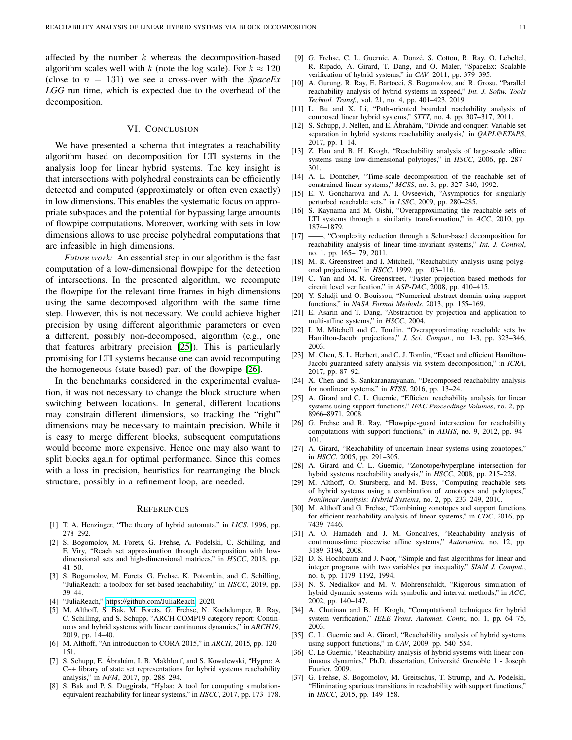affected by the number $k$ whereas the decomposition-based algorithm scales well with $k$ (note the log scale). For $k \approx 120$ (close to $n = 131$) we see a cross-over with the *SpaceEx LGG* run time, which is expected due to the overhead of the decomposition.

## VI. Conclusion

We have presented a schema that integrates a reachability algorithm based on decomposition for LTI systems in the analysis loop for linear hybrid systems. The key insight is that intersections with polyhedral constraints can be efficiently detected and computed (approximately or often even exactly) in low dimensions. This enables the systematic focus on appropriate subspaces and the potential for bypassing large amounts of flowpipe computations. Moreover, working with sets in low dimensions allows to use precise polyhedral computations that are infeasible in high dimensions.

*Future work:* An essential step in our algorithm is the fast computation of a low-dimensional flowpipe for the detection of intersections. In the presented algorithm, we recompute the flowpipe for the relevant time frames in high dimensions using the same decomposed algorithm with the same time step. However, this is not necessary. We could achieve higher precision by using different algorithmic parameters or even a different, possibly non-decomposed, algorithm (e.g., one that features arbitrary precision [25]). This is particularly promising for LTI systems because one can avoid recomputing the homogeneous (state-based) part of the flowpipe [26].

In the benchmarks considered in the experimental evaluation, it was not necessary to change the block structure when switching between locations. In general, different locations may constrain different dimensions, so tracking the "right" dimensions may be necessary to maintain precision. While it is easy to merge different blocks, subsequent computations would become more expensive. Hence one may also want to split blocks again for optimal performance. Since this comes with a loss in precision, heuristics for rearranging the block structure, possibly in a refinement loop, are needed.

## References

[1] T. A. Henzinger, "The theory of hybrid automata," in *LICS*, 1996, pp. 278–292.

[2] S. Bogomolov, M. Forets, G. Frehse, A. Podelski, C. Schilling, and F. Viry, "Reach set approximation through decomposition with low-dimensional sets and high-dimensional matrices," in *HSCC*, 2018, pp. 41–50.

[3] S. Bogomolov, M. Forets, G. Frehse, K. Potomkin, and C. Schilling, "JuliaReach: a toolbox for set-based reachability," in *HSCC*, 2019, pp. 39–44.

[4] "JuliaReach," https://github.com/JuliaReach, 2020.

[5] M. Althoff, S. Bak, M. Forets, G. Frehse, N. Kochdumper, R. Ray, C. Schilling, and S. Schupp, "ARCH-COMP19 category report: Continuous and hybrid systems with linear continuous dynamics," in *ARCH19*, 2019, pp. 14–40.

[6] M. Althoff, "An introduction to CORA 2015," in *ARCH*, 2015, pp. 120–151.

[7] S. Schupp, E. Ábrahám, I. B. Makhlouf, and S. Kowalewski, "Hypro: A C++ library of state set representations for hybrid systems reachability analysis," in *NFM*, 2017, pp. 288–294.

[8] S. Bak and P. S. Duggirala, "Hylaa: A tool for computing simulation-equivalent reachability for linear systems," in *HSCC*, 2017, pp. 173–178.

[9] G. Frehse, C. L. Guernic, A. Donzé, S. Cotton, R. Ray, O. Lebeltel, R. Ripado, A. Girard, T. Dang, and O. Maler, "SpaceEx: Scalable verification of hybrid systems," in *CAV*, 2011, pp. 379–395.

[10] A. Gurung, R. Ray, E. Bartocci, S. Bogomolov, and R. Grosu, "Parallel reachability analysis of hybrid systems in xspeed," *Int. J. Softw. Tools Technol. Transf.*, vol. 21, no. 4, pp. 401–423, 2019.

[11] L. Bu and X. Li, "Path-oriented bounded reachability analysis of composed linear hybrid systems," *STTT*, no. 4, pp. 307–317, 2011.

[12] S. Schupp, J. Nellen, and E. Ábrahám, "Divide and conquer: Variable set separation in hybrid systems reachability analysis," in *QAPL@ETAPS*, 2017, pp. 1–14.

[13] Z. Han and B. H. Krogh, "Reachability analysis of large-scale affine systems using low-dimensional polytopes," in *HSCC*, 2006, pp. 287–301.

[14] A. L. Dontchev, "Time-scale decomposition of the reachable set of constrained linear systems," *MCSS*, no. 3, pp. 327–340, 1992.

[15] E. V. Goncharova and A. I. Ovseevich, "Asymptotics for singularly perturbed reachable sets," in *LSSC*, 2009, pp. 280–285.

[16] S. Kaynama and M. Oishi, "Overapproximating the reachable sets of LTI systems through a similarity transformation," in *ACC*, 2010, pp. 1874–1879.

[17] ——, "Complexity reduction through a Schur-based decomposition for reachability analysis of linear time-invariant systems," *Int. J. Control*, no. 1, pp. 165–179, 2011.

[18] M. R. Greenstreet and I. Mitchell, "Reachability analysis using polygonal projections," in *HSCC*, 1999, pp. 103–116.

[19] C. Yan and M. R. Greenstreet, "Faster projection based methods for circuit level verification," in *ASP-DAC*, 2008, pp. 410–415.

[20] Y. Seladji and O. Bouissou, "Numerical abstract domain using support functions," in *NASA Formal Methods*, 2013, pp. 155–169.

[21] E. Asarin and T. Dang, "Abstraction by projection and application to multi-affine systems," in *HSCC*, 2004.

[22] I. M. Mitchell and C. Tomlin, "Overapproximating reachable sets by Hamilton-Jacobi projections," *J. Sci. Comput.*, no. 1-3, pp. 323–346, 2003.

[23] M. Chen, S. L. Herbert, and C. J. Tomlin, "Exact and efficient Hamilton-Jacobi guaranteed safety analysis via system decomposition," in *ICRA*, 2017, pp. 87–92.

[24] X. Chen and S. Sankaranarayanan, "Decomposed reachability analysis for nonlinear systems," in *RTSS*, 2016, pp. 13–24.

[25] A. Girard and C. L. Guernic, "Efficient reachability analysis for linear systems using support functions," *IFAC Proceedings Volumes*, no. 2, pp. 8966–8971, 2008.

[26] G. Frehse and R. Ray, "Flowpipe-guard intersection for reachability computations with support functions," in *ADHS*, no. 9, 2012, pp. 94–101.

[27] A. Girard, "Reachability of uncertain linear systems using zonotopes," in *HSCC*, 2005, pp. 291–305.

[28] A. Girard and C. L. Guernic, "Zonotope/hyperplane intersection for hybrid systems reachability analysis," in *HSCC*, 2008, pp. 215–228.

[29] M. Althoff, O. Stursberg, and M. Buss, "Computing reachable sets of hybrid systems using a combination of zonotopes and polytopes," *Nonlinear Analysis: Hybrid Systems*, no. 2, pp. 233–249, 2010.

[30] M. Althoff and G. Frehse, "Combining zonotopes and support functions for efficient reachability analysis of linear systems," in *CDC*, 2016, pp. 7439–7446.

[31] A. O. Hamadeh and J. M. Goncalves, "Reachability analysis of continuous-time piecewise affine systems," *Automatica*, no. 12, pp. 3189–3194, 2008.

[32] D. S. Hochbaum and J. Naor, "Simple and fast algorithms for linear and integer programs with two variables per inequality," *SIAM J. Comput.*, no. 6, pp. 1179–1192, 1994.

[33] N. S. Nedialkov and M. V. Mohrenschildt, "Rigorous simulation of hybrid dynamic systems with symbolic and interval methods," in *ACC*, 2002, pp. 140–147.

[34] A. Chutinan and B. H. Krogh, "Computational techniques for hybrid system verification," *IEEE Trans. Automat. Contr.*, no. 1, pp. 64–75, 2003.

[35] C. L. Guernic and A. Girard, "Reachability analysis of hybrid systems using support functions," in *CAV*, 2009, pp. 540–554.

[36] C. Le Guernic, "Reachability analysis of hybrid systems with linear continuous dynamics," Ph.D. dissertation, Université Grenoble 1 - Joseph Fourier, 2009.

[37] G. Frehse, S. Bogomolov, M. Greitschus, T. Strump, and A. Podelski, "Eliminating spurious transitions in reachability with support functions," in *HSCC*, 2015, pp. 149–158.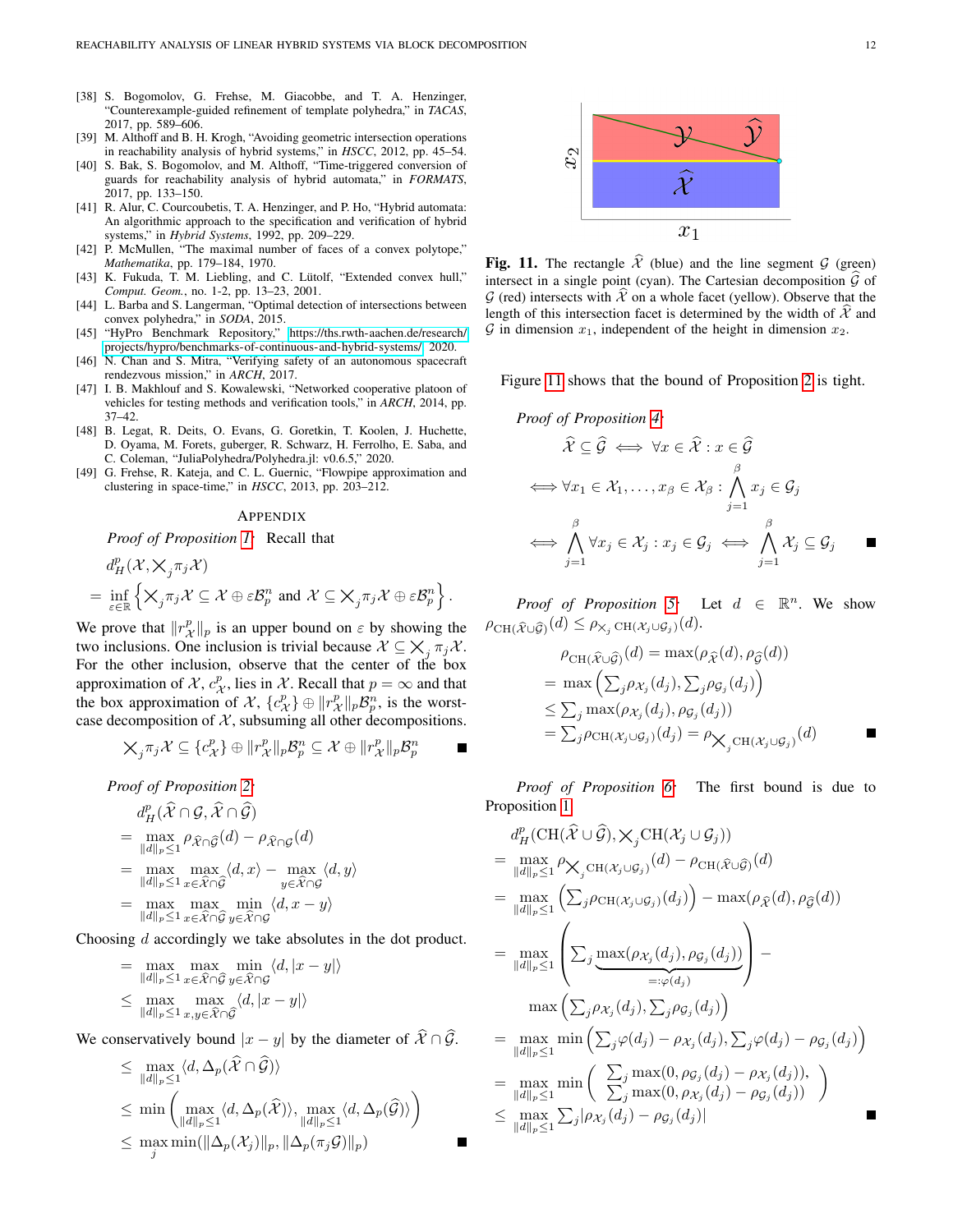[38] S. Bogomolov, G. Frehse, M. Giacobbe, and T. A. Henzinger, "Counterexample-guided refinement of template polyhedra," in *TACAS*, 2017, pp. 589–606.

[39] M. Althoff and B. H. Krogh, "Avoiding geometric intersection operations in reachability analysis of hybrid systems," in *HSCC*, 2012, pp. 45–54.

[40] S. Bak, S. Bogomolov, and M. Althoff, "Time-triggered conversion of guards for reachability analysis of hybrid automata," in *FORMATS*, 2017, pp. 133–150.

[41] R. Alur, C. Courcoubetis, T. A. Henzinger, and P. Ho, "Hybrid automata: An algorithmic approach to the specification and verification of hybrid systems," in *Hybrid Systems*, 1992, pp. 209–229.

[42] P. McMullen, "The maximal number of faces of a convex polytope," *Mathematika*, pp. 179–184, 1970.

[43] K. Fukuda, T. M. Liebling, and C. Lütolf, "Extended convex hull," *Comput. Geom.*, no. 1-2, pp. 13–23, 2001.

[44] L. Barba and S. Langerman, "Optimal detection of intersections between convex polyhedra," in *SODA*, 2015.

[45] "HyPro Benchmark Repository," https://ths.rwth-aachen.de/research/projects/hypro/benchmarks-of-continuous-and-hybrid-systems/, 2020.

[46] N. Chan and S. Mitra, "Verifying safety of an autonomous spacecraft rendezvous mission," in *ARCH*, 2017.

[47] I. B. Makhlouf and S. Kowalewski, "Networked cooperative platoon of vehicles for testing methods and verification tools," in *ARCH*, 2014, pp. 37–42.

[48] B. Legat, R. Deits, O. Evans, G. Goretkin, T. Koolen, J. Huchette, D. Oyama, M. Forets, guberger, R. Schwarz, H. Ferrolho, E. Saba, and C. Coleman, "JuliaPolyhedra/Polyhedra.jl: v0.6.5," 2020.

[49] G. Frehse, R. Kateja, and C. L. Guernic, "Flowpipe approximation and clustering in space-time," in *HSCC*, 2013, pp. 203–212.

## Appendix

*Proof of Proposition 1:* Recall that

$$d_H^p(\mathcal{X}, \times_j \pi_j \mathcal{X}) = \inf_{\varepsilon \in \mathbb{R}} \left\{ \times_j \pi_j \mathcal{X} \subseteq \mathcal{X} \oplus \varepsilon \mathcal{B}_p^n \text{ and } \mathcal{X} \subseteq \times_j \pi_j \mathcal{X} \oplus \varepsilon \mathcal{B}_p^n \right\}.$$

We prove that $\|r_{\mathcal{X}}^p\|_p$ is an upper bound on $\varepsilon$ by showing the two inclusions. One inclusion is trivial because $\mathcal{X} \subseteq \times_j \pi_j \mathcal{X}$. For the other inclusion, observe that the center of the box approximation of $\mathcal{X}$, $c_{\mathcal{X}}^p$, lies in $\mathcal{X}$. Recall that $p = \infty$ and that the box approximation of $\mathcal{X}$, $\{c_{\mathcal{X}}^p\} \oplus \|r_{\mathcal{X}}^p\|_p \mathcal{B}_p^n$, is the worst-case decomposition of $\mathcal{X}$, subsuming all other decompositions.

$$\times_j \pi_j \mathcal{X} \subseteq \{c_{\mathcal{X}}^p\} \oplus \|r_{\mathcal{X}}^p\|_p \mathcal{B}_p^n \subseteq \mathcal{X} \oplus \|r_{\mathcal{X}}^p\|_p \mathcal{B}_p^n \qquad \blacksquare$$

*Proof of Proposition 2:*

$$\begin{aligned}
& d_H^p(\widehat{\mathcal{X}} \cap \mathcal{G}, \widehat{\mathcal{X}} \cap \widehat{\mathcal{G}}) \\
&= \max_{\|d\|_p \leq 1} \rho_{\widehat{\mathcal{X}} \cap \widehat{\mathcal{G}}}(d) - \rho_{\widehat{\mathcal{X}} \cap \mathcal{G}}(d) \\
&= \max_{\|d\|_p \leq 1} \max_{x \in \widehat{\mathcal{X}} \cap \widehat{\mathcal{G}}} \langle d, x \rangle - \max_{y \in \widehat{\mathcal{X}} \cap \mathcal{G}} \langle d, y \rangle \\
&= \max_{\|d\|_p \leq 1} \max_{x \in \widehat{\mathcal{X}} \cap \widehat{\mathcal{G}}} \min_{y \in \widehat{\mathcal{X}} \cap \mathcal{G}} \langle d, x - y \rangle
\end{aligned}$$

Choosing $d$ accordingly we take absolutes in the dot product.

$$\begin{aligned}
&= \max_{\|d\|_p \leq 1} \max_{x \in \widehat{\mathcal{X}} \cap \widehat{\mathcal{G}}} \min_{y \in \widehat{\mathcal{X}} \cap \mathcal{G}} \langle d, |x - y| \rangle \\
&\leq \max_{\|d\|_p \leq 1} \max_{x, y \in \widehat{\mathcal{X}} \cap \widehat{\mathcal{G}}} \langle d, |x - y| \rangle
\end{aligned}$$

We conservatively bound $|x - y|$ by the diameter of $\widehat{\mathcal{X}} \cap \widehat{\mathcal{G}}$.

$$\begin{aligned}
&\leq \max_{\|d\|_p \leq 1} \langle d, \Delta_p(\widehat{\mathcal{X}} \cap \widehat{\mathcal{G}}) \rangle \\
&\leq \min \left( \max_{\|d\|_p \leq 1} \langle d, \Delta_p(\widehat{\mathcal{X}}) \rangle, \max_{\|d\|_p \leq 1} \langle d, \Delta_p(\widehat{\mathcal{G}}) \rangle \right) \\
&\leq \max_j \min(\|\Delta_p(\mathcal{X}_j)\|_p, \|\Delta_p(\pi_j \mathcal{G})\|_p) \qquad \blacksquare
\end{aligned}$$

$x_2$

$\mathcal{Y}$ $\widehat{\mathcal{Y}}$

$\widehat{\mathcal{X}}$

$x_1$

**Fig. 11.** The rectangle $\widehat{\mathcal{X}}$ (blue) and the line segment $\mathcal{G}$ (green) intersect in a single point (cyan). The Cartesian decomposition $\widehat{\mathcal{G}}$ of $\mathcal{G}$ (red) intersects with $\widehat{\mathcal{X}}$ on a whole facet (yellow). Observe that the length of this intersection facet is determined by the width of $\widehat{\mathcal{X}}$ and $\mathcal{G}$ in dimension $x_1$, independent of the height in dimension $x_2$.

Figure 11 shows that the bound of Proposition 2 is tight.

*Proof of Proposition 4:*

$$\begin{aligned}
& \widehat{\mathcal{X}} \subseteq \widehat{\mathcal{G}} \iff \forall x \in \widehat{\mathcal{X}} : x \in \widehat{\mathcal{G}} \\
\iff & \forall x_1 \in \mathcal{X}_1, \ldots, x_\beta \in \mathcal{X}_\beta : \bigwedge_{j=1}^{\beta} x_j \in \mathcal{G}_j \\
\iff & \bigwedge_{j=1}^{\beta} \forall x_j \in \mathcal{X}_j : x_j \in \mathcal{G}_j \iff \bigwedge_{j=1}^{\beta} \mathcal{X}_j \subseteq \mathcal{G}_j \qquad \blacksquare
\end{aligned}$$

*Proof of Proposition 5:* Let $d \in \mathbb{R}^n$. We show $\rho_{\mathrm{CH}(\widehat{\mathcal{X}} \cup \widehat{\mathcal{G}})}(d) \leq \rho_{\times_j \mathrm{CH}(\mathcal{X}_j \cup \mathcal{G}_j)}(d)$.

$$\begin{aligned}
& \rho_{\mathrm{CH}(\widehat{\mathcal{X}} \cup \widehat{\mathcal{G}})}(d) = \max(\rho_{\widehat{\mathcal{X}}}(d), \rho_{\widehat{\mathcal{G}}}(d)) \\
&= \max \left( \textstyle\sum_j \rho_{\mathcal{X}_j}(d_j), \sum_j \rho_{\mathcal{G}_j}(d_j) \right) \\
&\leq \textstyle\sum_j \max(\rho_{\mathcal{X}_j}(d_j), \rho_{\mathcal{G}_j}(d_j)) \\
&= \textstyle\sum_j \rho_{\mathrm{CH}(\mathcal{X}_j \cup \mathcal{G}_j)}(d_j) = \rho_{\times_j \mathrm{CH}(\mathcal{X}_j \cup \mathcal{G}_j)}(d) \qquad \blacksquare
\end{aligned}$$

*Proof of Proposition 6:* The first bound is due to Proposition 1.

$$\begin{aligned}
& d_H^p(\mathrm{CH}(\widehat{\mathcal{X}} \cup \widehat{\mathcal{G}}), \times_j \mathrm{CH}(\mathcal{X}_j \cup \mathcal{G}_j)) \\
&= \max_{\|d\|_p \leq 1} \rho_{\times_j \mathrm{CH}(\mathcal{X}_j \cup \mathcal{G}_j)}(d) - \rho_{\mathrm{CH}(\widehat{\mathcal{X}} \cup \widehat{\mathcal{G}})}(d) \\
&= \max_{\|d\|_p \leq 1} \left( \textstyle\sum_j \rho_{\mathrm{CH}(\mathcal{X}_j \cup \mathcal{G}_j)}(d_j) \right) - \max(\rho_{\widehat{\mathcal{X}}}(d), \rho_{\widehat{\mathcal{G}}}(d)) \\
&= \max_{\|d\|_p \leq 1} \left( \textstyle\sum_j \underbrace{\max(\rho_{\mathcal{X}_j}(d_j), \rho_{\mathcal{G}_j}(d_j))}_{=: \varphi(d_j)} \right) - \\
& \qquad \max \left( \textstyle\sum_j \rho_{\mathcal{X}_j}(d_j), \sum_j \rho_{\mathcal{G}_j}(d_j) \right) \\
&= \max_{\|d\|_p \leq 1} \min \left( \textstyle\sum_j \varphi(d_j) - \rho_{\mathcal{X}_j}(d_j), \sum_j \varphi(d_j) - \rho_{\mathcal{G}_j}(d_j) \right) \\
&= \max_{\|d\|_p \leq 1} \min \begin{pmatrix} \sum_j \max(0, \rho_{\mathcal{G}_j}(d_j) - \rho_{\mathcal{X}_j}(d_j)), \\ \sum_j \max(0, \rho_{\mathcal{X}_j}(d_j) - \rho_{\mathcal{G}_j}(d_j)) \end{pmatrix} \\
&\leq \max_{\|d\|_p \leq 1} \textstyle\sum_j |\rho_{\mathcal{X}_j}(d_j) - \rho_{\mathcal{G}_j}(d_j)| \qquad \blacksquare
\end{aligned}$$